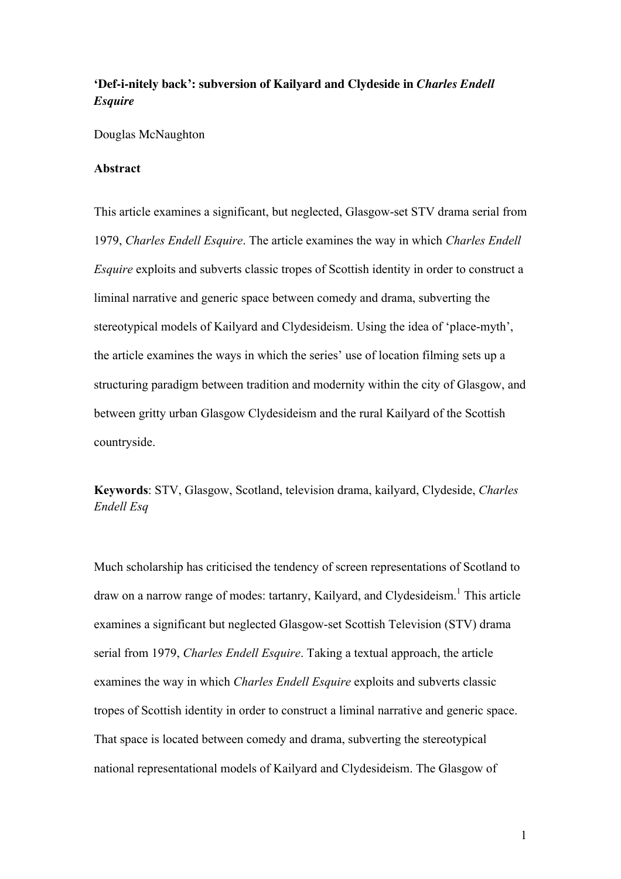# 'Def-i-nitely back': subversion of Kailyard and Clydeside in *Charles Endell Esquire*

Douglas McNaughton

## Abstract

This article examines a significant, but neglected, Glasgow-set STV drama serial from 1979, *Charles Endell Esquire*. The article examines the way in which *Charles Endell Esquire* exploits and subverts classic tropes of Scottish identity in order to construct a liminal narrative and generic space between comedy and drama, subverting the stereotypical models of Kailyard and Clydesideism. Using the idea of 'place-myth', the article examines the ways in which the series' use of location filming sets up a structuring paradigm between tradition and modernity within the city of Glasgow, and between gritty urban Glasgow Clydesideism and the rural Kailyard of the Scottish countryside.

**Keywords**: STV, Glasgow, Scotland, television drama, kailyard, Clydeside, *Charles Endell Esq*

Much scholarship has criticised the tendency of screen representations of Scotland to draw on a narrow range of modes: tartanry, Kailyard, and Clydesideism.[1] This article examines a significant but neglected Glasgow-set Scottish Television (STV) drama serial from 1979, *Charles Endell Esquire*. Taking a textual approach, the article examines the way in which *Charles Endell Esquire* exploits and subverts classic tropes of Scottish identity in order to construct a liminal narrative and generic space. That space is located between comedy and drama, subverting the stereotypical national representational models of Kailyard and Clydesideism. The Glasgow of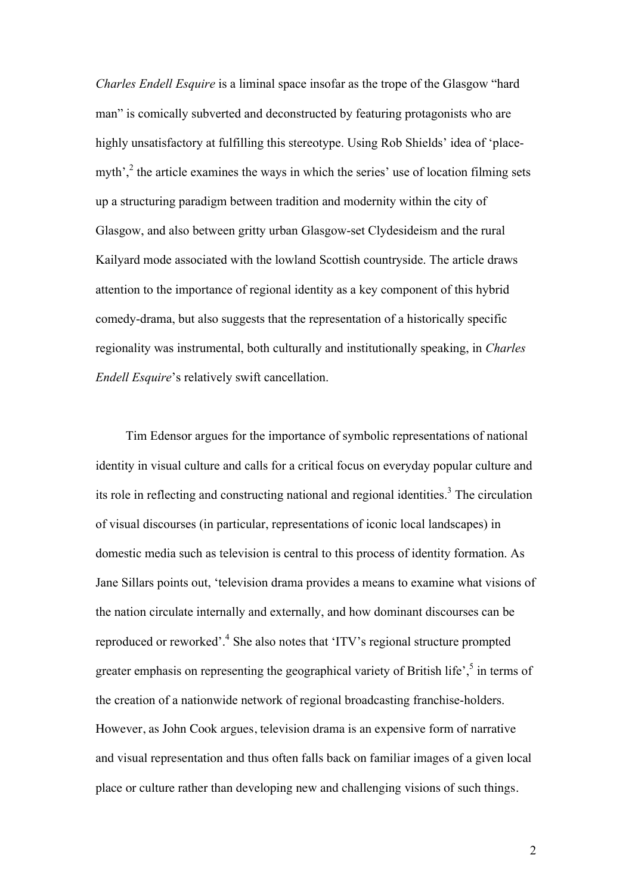*Charles Endell Esquire* is a liminal space insofar as the trope of the Glasgow "hard man" is comically subverted and deconstructed by featuring protagonists who are highly unsatisfactory at fulfilling this stereotype. Using Rob Shields' idea of 'place-myth',[2] the article examines the ways in which the series' use of location filming sets up a structuring paradigm between tradition and modernity within the city of Glasgow, and also between gritty urban Glasgow-set Clydesideism and the rural Kailyard mode associated with the lowland Scottish countryside. The article draws attention to the importance of regional identity as a key component of this hybrid comedy-drama, but also suggests that the representation of a historically specific regionality was instrumental, both culturally and institutionally speaking, in *Charles Endell Esquire*'s relatively swift cancellation.

Tim Edensor argues for the importance of symbolic representations of national identity in visual culture and calls for a critical focus on everyday popular culture and its role in reflecting and constructing national and regional identities.[3] The circulation of visual discourses (in particular, representations of iconic local landscapes) in domestic media such as television is central to this process of identity formation. As Jane Sillars points out, 'television drama provides a means to examine what visions of the nation circulate internally and externally, and how dominant discourses can be reproduced or reworked'.[4] She also notes that 'ITV's regional structure prompted greater emphasis on representing the geographical variety of British life',[5] in terms of the creation of a nationwide network of regional broadcasting franchise-holders. However, as John Cook argues, television drama is an expensive form of narrative and visual representation and thus often falls back on familiar images of a given local place or culture rather than developing new and challenging visions of such things.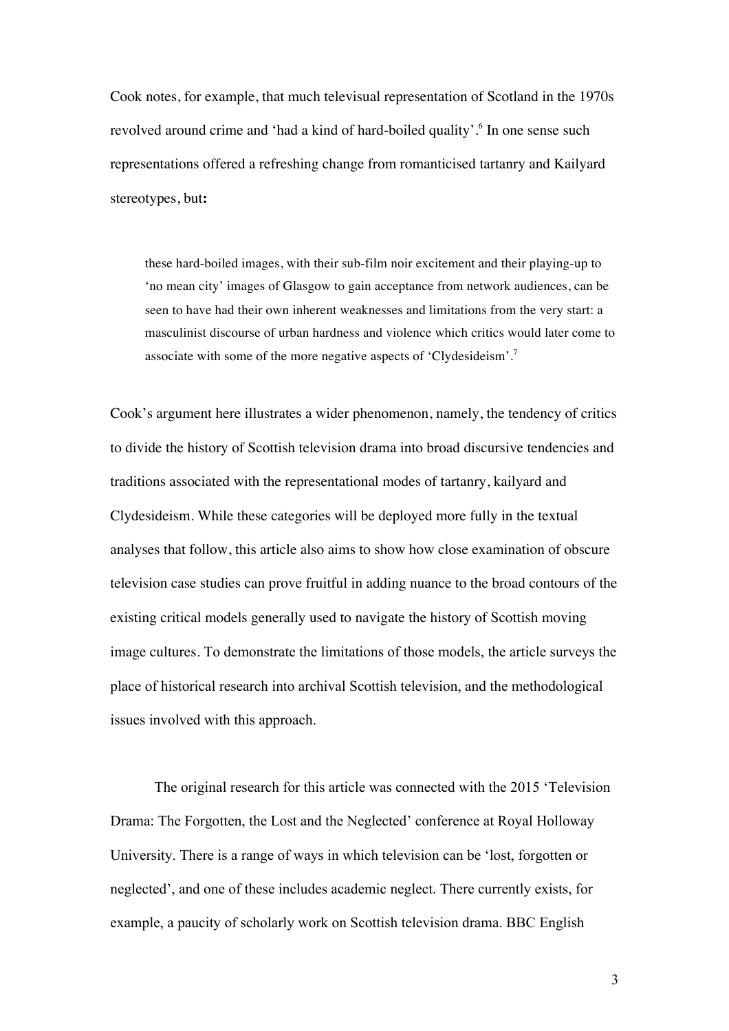Cook notes, for example, that much televisual representation of Scotland in the 1970s revolved around crime and 'had a kind of hard-boiled quality'.[6] In one sense such representations offered a refreshing change from romanticised tartanry and Kailyard stereotypes, but**:**

> these hard-boiled images, with their sub-film noir excitement and their playing-up to 'no mean city' images of Glasgow to gain acceptance from network audiences, can be seen to have had their own inherent weaknesses and limitations from the very start: a masculinist discourse of urban hardness and violence which critics would later come to associate with some of the more negative aspects of 'Clydesideism'.[7]

Cook's argument here illustrates a wider phenomenon, namely, the tendency of critics to divide the history of Scottish television drama into broad discursive tendencies and traditions associated with the representational modes of tartanry, kailyard and Clydesideism. While these categories will be deployed more fully in the textual analyses that follow, this article also aims to show how close examination of obscure television case studies can prove fruitful in adding nuance to the broad contours of the existing critical models generally used to navigate the history of Scottish moving image cultures. To demonstrate the limitations of those models, the article surveys the place of historical research into archival Scottish television, and the methodological issues involved with this approach.

The original research for this article was connected with the 2015 'Television Drama: The Forgotten, the Lost and the Neglected' conference at Royal Holloway University. There is a range of ways in which television can be 'lost, forgotten or neglected', and one of these includes academic neglect. There currently exists, for example, a paucity of scholarly work on Scottish television drama. BBC English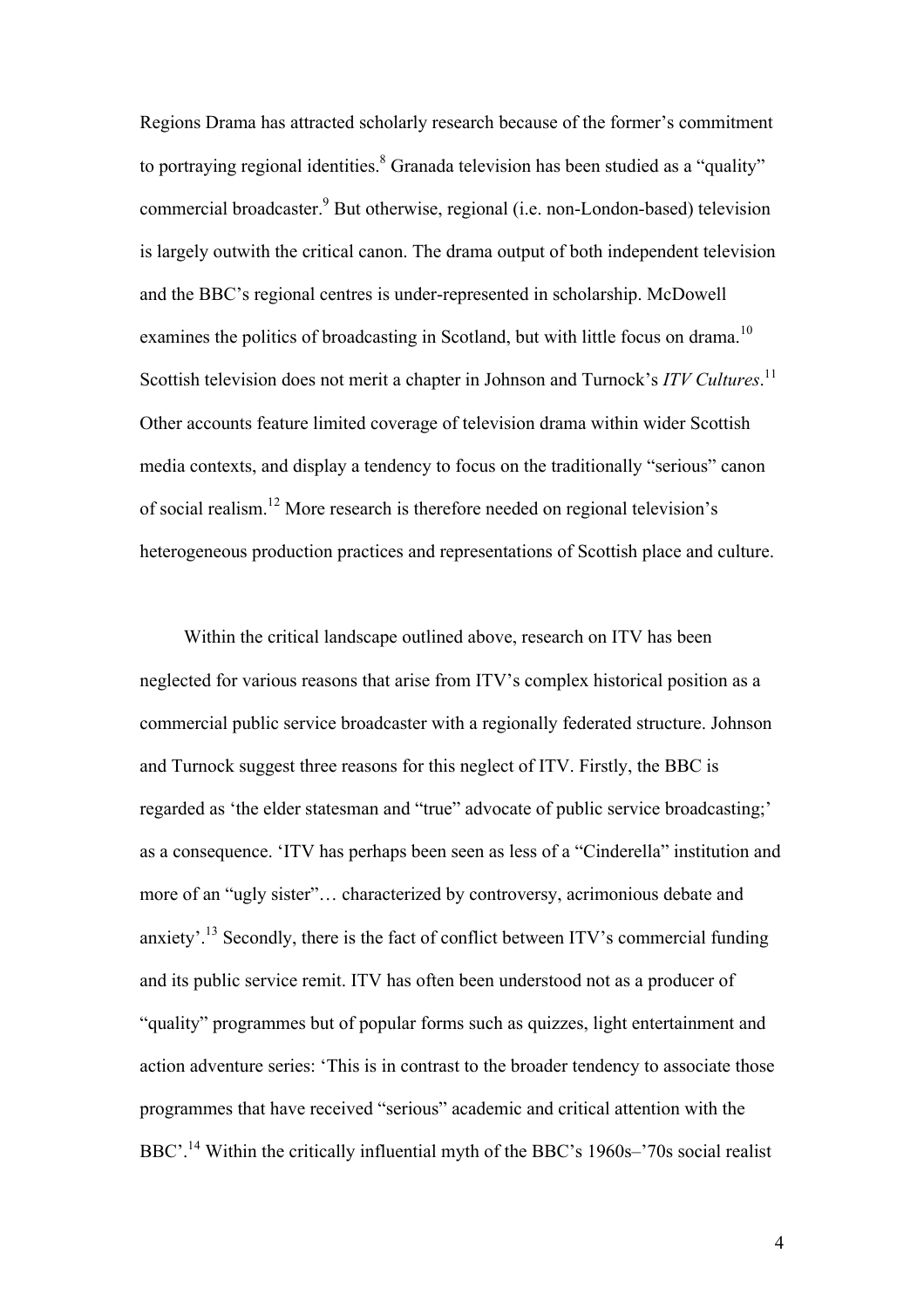Regions Drama has attracted scholarly research because of the former's commitment to portraying regional identities.[8] Granada television has been studied as a "quality" commercial broadcaster.[9] But otherwise, regional (i.e. non-London-based) television is largely outwith the critical canon. The drama output of both independent television and the BBC's regional centres is under-represented in scholarship. McDowell examines the politics of broadcasting in Scotland, but with little focus on drama.[10] Scottish television does not merit a chapter in Johnson and Turnock's *ITV Cultures*.[11] Other accounts feature limited coverage of television drama within wider Scottish media contexts, and display a tendency to focus on the traditionally "serious" canon of social realism.[12] More research is therefore needed on regional television's heterogeneous production practices and representations of Scottish place and culture.

Within the critical landscape outlined above, research on ITV has been neglected for various reasons that arise from ITV's complex historical position as a commercial public service broadcaster with a regionally federated structure. Johnson and Turnock suggest three reasons for this neglect of ITV. Firstly, the BBC is regarded as 'the elder statesman and "true" advocate of public service broadcasting;' as a consequence. 'ITV has perhaps been seen as less of a "Cinderella" institution and more of an "ugly sister"… characterized by controversy, acrimonious debate and anxiety'.[13] Secondly, there is the fact of conflict between ITV's commercial funding and its public service remit. ITV has often been understood not as a producer of "quality" programmes but of popular forms such as quizzes, light entertainment and action adventure series: 'This is in contrast to the broader tendency to associate those programmes that have received "serious" academic and critical attention with the BBC'.[14] Within the critically influential myth of the BBC's 1960s–'70s social realist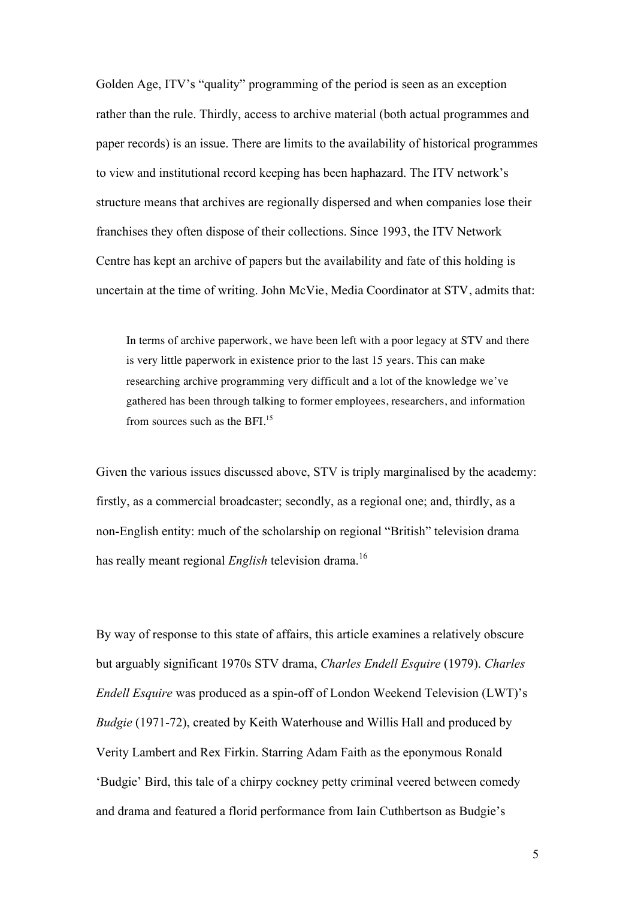Golden Age, ITV's "quality" programming of the period is seen as an exception rather than the rule. Thirdly, access to archive material (both actual programmes and paper records) is an issue. There are limits to the availability of historical programmes to view and institutional record keeping has been haphazard. The ITV network's structure means that archives are regionally dispersed and when companies lose their franchises they often dispose of their collections. Since 1993, the ITV Network Centre has kept an archive of papers but the availability and fate of this holding is uncertain at the time of writing. John McVie, Media Coordinator at STV, admits that:

> In terms of archive paperwork, we have been left with a poor legacy at STV and there is very little paperwork in existence prior to the last 15 years. This can make researching archive programming very difficult and a lot of the knowledge we've gathered has been through talking to former employees, researchers, and information from sources such as the BFI.[15]

Given the various issues discussed above, STV is triply marginalised by the academy: firstly, as a commercial broadcaster; secondly, as a regional one; and, thirdly, as a non-English entity: much of the scholarship on regional "British" television drama has really meant regional *English* television drama.[16]

By way of response to this state of affairs, this article examines a relatively obscure but arguably significant 1970s STV drama, *Charles Endell Esquire* (1979). *Charles Endell Esquire* was produced as a spin-off of London Weekend Television (LWT)'s *Budgie* (1971-72), created by Keith Waterhouse and Willis Hall and produced by Verity Lambert and Rex Firkin. Starring Adam Faith as the eponymous Ronald 'Budgie' Bird, this tale of a chirpy cockney petty criminal veered between comedy and drama and featured a florid performance from Iain Cuthbertson as Budgie's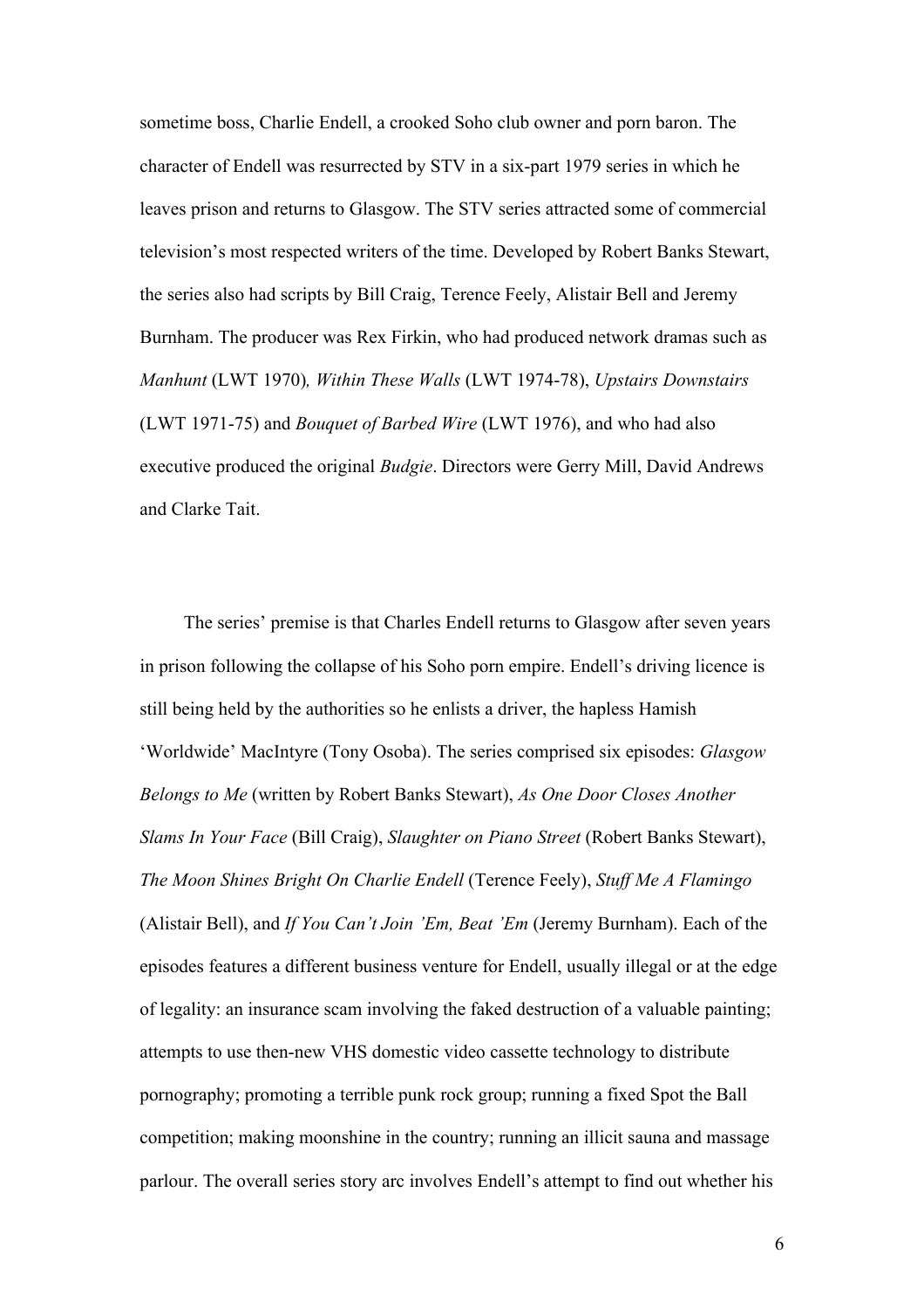sometime boss, Charlie Endell, a crooked Soho club owner and porn baron. The character of Endell was resurrected by STV in a six-part 1979 series in which he leaves prison and returns to Glasgow. The STV series attracted some of commercial television's most respected writers of the time. Developed by Robert Banks Stewart, the series also had scripts by Bill Craig, Terence Feely, Alistair Bell and Jeremy Burnham. The producer was Rex Firkin, who had produced network dramas such as *Manhunt* (LWT 1970)*, Within These Walls* (LWT 1974-78), *Upstairs Downstairs* (LWT 1971-75) and *Bouquet of Barbed Wire* (LWT 1976), and who had also executive produced the original *Budgie*. Directors were Gerry Mill, David Andrews and Clarke Tait.

The series' premise is that Charles Endell returns to Glasgow after seven years in prison following the collapse of his Soho porn empire. Endell's driving licence is still being held by the authorities so he enlists a driver, the hapless Hamish 'Worldwide' MacIntyre (Tony Osoba). The series comprised six episodes: *Glasgow Belongs to Me* (written by Robert Banks Stewart), *As One Door Closes Another Slams In Your Face* (Bill Craig), *Slaughter on Piano Street* (Robert Banks Stewart), *The Moon Shines Bright On Charlie Endell* (Terence Feely), *Stuff Me A Flamingo* (Alistair Bell), and *If You Can't Join 'Em, Beat 'Em* (Jeremy Burnham). Each of the episodes features a different business venture for Endell, usually illegal or at the edge of legality: an insurance scam involving the faked destruction of a valuable painting; attempts to use then-new VHS domestic video cassette technology to distribute pornography; promoting a terrible punk rock group; running a fixed Spot the Ball competition; making moonshine in the country; running an illicit sauna and massage parlour. The overall series story arc involves Endell's attempt to find out whether his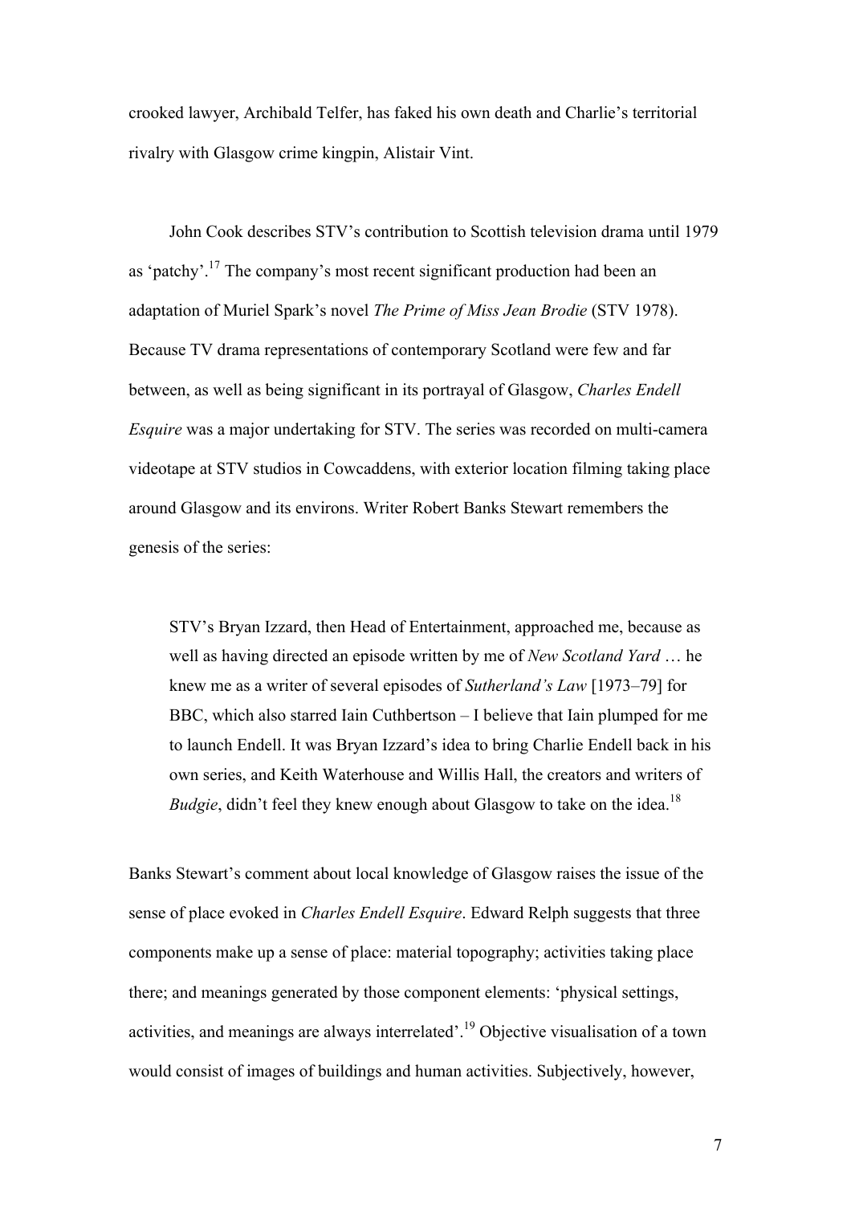crooked lawyer, Archibald Telfer, has faked his own death and Charlie's territorial rivalry with Glasgow crime kingpin, Alistair Vint.

John Cook describes STV's contribution to Scottish television drama until 1979 as 'patchy'.[17] The company's most recent significant production had been an adaptation of Muriel Spark's novel *The Prime of Miss Jean Brodie* (STV 1978). Because TV drama representations of contemporary Scotland were few and far between, as well as being significant in its portrayal of Glasgow, *Charles Endell Esquire* was a major undertaking for STV. The series was recorded on multi-camera videotape at STV studios in Cowcaddens, with exterior location filming taking place around Glasgow and its environs. Writer Robert Banks Stewart remembers the genesis of the series:

> STV's Bryan Izzard, then Head of Entertainment, approached me, because as well as having directed an episode written by me of *New Scotland Yard* … he knew me as a writer of several episodes of *Sutherland's Law* [1973–79] for BBC, which also starred Iain Cuthbertson – I believe that Iain plumped for me to launch Endell. It was Bryan Izzard's idea to bring Charlie Endell back in his own series, and Keith Waterhouse and Willis Hall, the creators and writers of *Budgie*, didn't feel they knew enough about Glasgow to take on the idea.[18]

Banks Stewart's comment about local knowledge of Glasgow raises the issue of the sense of place evoked in *Charles Endell Esquire*. Edward Relph suggests that three components make up a sense of place: material topography; activities taking place there; and meanings generated by those component elements: 'physical settings, activities, and meanings are always interrelated'.[19] Objective visualisation of a town would consist of images of buildings and human activities. Subjectively, however,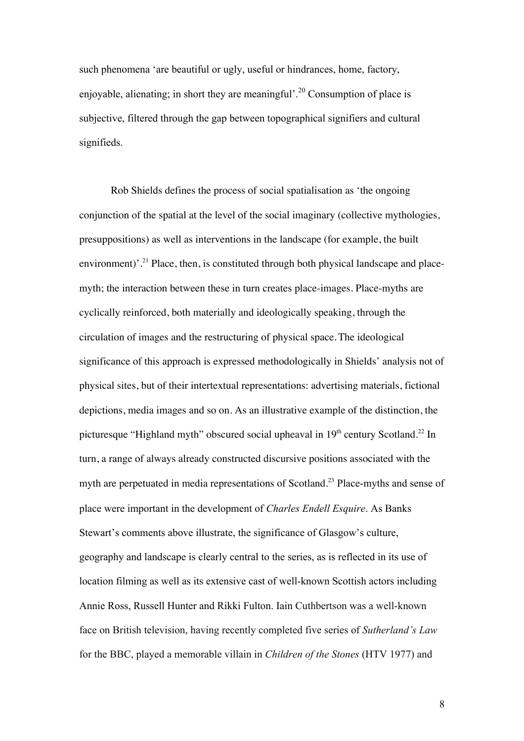such phenomena 'are beautiful or ugly, useful or hindrances, home, factory, enjoyable, alienating; in short they are meaningful'.[20] Consumption of place is subjective, filtered through the gap between topographical signifiers and cultural signifieds.

Rob Shields defines the process of social spatialisation as 'the ongoing conjunction of the spatial at the level of the social imaginary (collective mythologies, presuppositions) as well as interventions in the landscape (for example, the built environment)'.[21] Place, then, is constituted through both physical landscape and place-myth; the interaction between these in turn creates place-images. Place-myths are cyclically reinforced, both materially and ideologically speaking, through the circulation of images and the restructuring of physical space. The ideological significance of this approach is expressed methodologically in Shields' analysis not of physical sites, but of their intertextual representations: advertising materials, fictional depictions, media images and so on. As an illustrative example of the distinction, the picturesque "Highland myth" obscured social upheaval in 19th century Scotland.[22] In turn, a range of always already constructed discursive positions associated with the myth are perpetuated in media representations of Scotland.[23] Place-myths and sense of place were important in the development of *Charles Endell Esquire*. As Banks Stewart's comments above illustrate, the significance of Glasgow's culture, geography and landscape is clearly central to the series, as is reflected in its use of location filming as well as its extensive cast of well-known Scottish actors including Annie Ross, Russell Hunter and Rikki Fulton. Iain Cuthbertson was a well-known face on British television, having recently completed five series of *Sutherland's Law* for the BBC, played a memorable villain in *Children of the Stones* (HTV 1977) and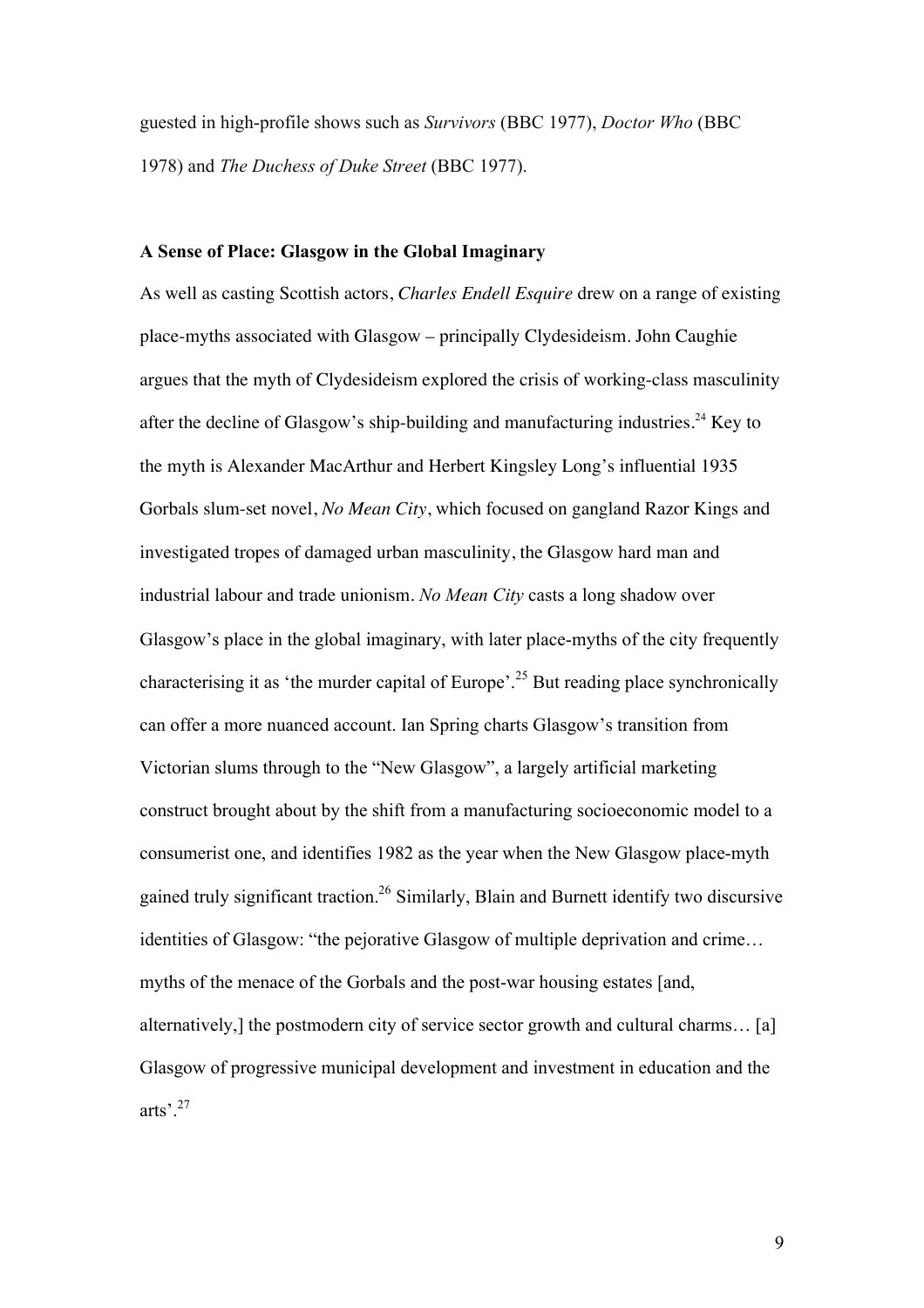guested in high-profile shows such as *Survivors* (BBC 1977), *Doctor Who* (BBC 1978) and *The Duchess of Duke Street* (BBC 1977).

### A Sense of Place: Glasgow in the Global Imaginary

As well as casting Scottish actors, *Charles Endell Esquire* drew on a range of existing place-myths associated with Glasgow – principally Clydesideism. John Caughie argues that the myth of Clydesideism explored the crisis of working-class masculinity after the decline of Glasgow's ship-building and manufacturing industries.[24] Key to the myth is Alexander MacArthur and Herbert Kingsley Long's influential 1935 Gorbals slum-set novel, *No Mean City*, which focused on gangland Razor Kings and investigated tropes of damaged urban masculinity, the Glasgow hard man and industrial labour and trade unionism. *No Mean City* casts a long shadow over Glasgow's place in the global imaginary, with later place-myths of the city frequently characterising it as 'the murder capital of Europe'.[25] But reading place synchronically can offer a more nuanced account. Ian Spring charts Glasgow's transition from Victorian slums through to the "New Glasgow", a largely artificial marketing construct brought about by the shift from a manufacturing socioeconomic model to a consumerist one, and identifies 1982 as the year when the New Glasgow place-myth gained truly significant traction.[26] Similarly, Blain and Burnett identify two discursive identities of Glasgow: "the pejorative Glasgow of multiple deprivation and crime… myths of the menace of the Gorbals and the post-war housing estates [and, alternatively,] the postmodern city of service sector growth and cultural charms… [a] Glasgow of progressive municipal development and investment in education and the arts'.[27]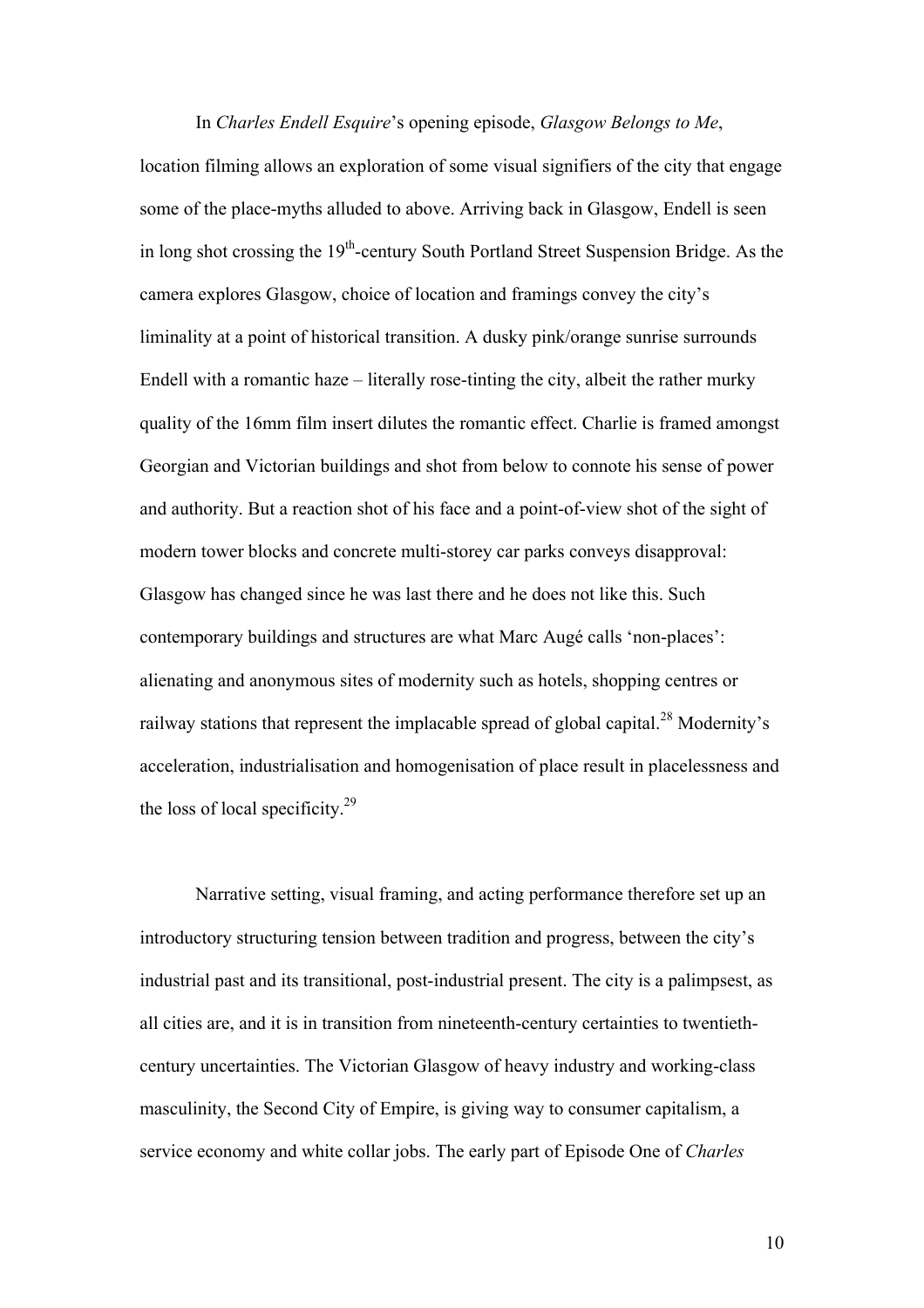In *Charles Endell Esquire*'s opening episode, *Glasgow Belongs to Me*, location filming allows an exploration of some visual signifiers of the city that engage some of the place-myths alluded to above. Arriving back in Glasgow, Endell is seen in long shot crossing the 19th-century South Portland Street Suspension Bridge. As the camera explores Glasgow, choice of location and framings convey the city's liminality at a point of historical transition. A dusky pink/orange sunrise surrounds Endell with a romantic haze – literally rose-tinting the city, albeit the rather murky quality of the 16mm film insert dilutes the romantic effect. Charlie is framed amongst Georgian and Victorian buildings and shot from below to connote his sense of power and authority. But a reaction shot of his face and a point-of-view shot of the sight of modern tower blocks and concrete multi-storey car parks conveys disapproval: Glasgow has changed since he was last there and he does not like this. Such contemporary buildings and structures are what Marc Augé calls 'non-places': alienating and anonymous sites of modernity such as hotels, shopping centres or railway stations that represent the implacable spread of global capital.[28] Modernity's acceleration, industrialisation and homogenisation of place result in placelessness and the loss of local specificity.[29]

Narrative setting, visual framing, and acting performance therefore set up an introductory structuring tension between tradition and progress, between the city's industrial past and its transitional, post-industrial present. The city is a palimpsest, as all cities are, and it is in transition from nineteenth-century certainties to twentieth-century uncertainties. The Victorian Glasgow of heavy industry and working-class masculinity, the Second City of Empire, is giving way to consumer capitalism, a service economy and white collar jobs. The early part of Episode One of *Charles*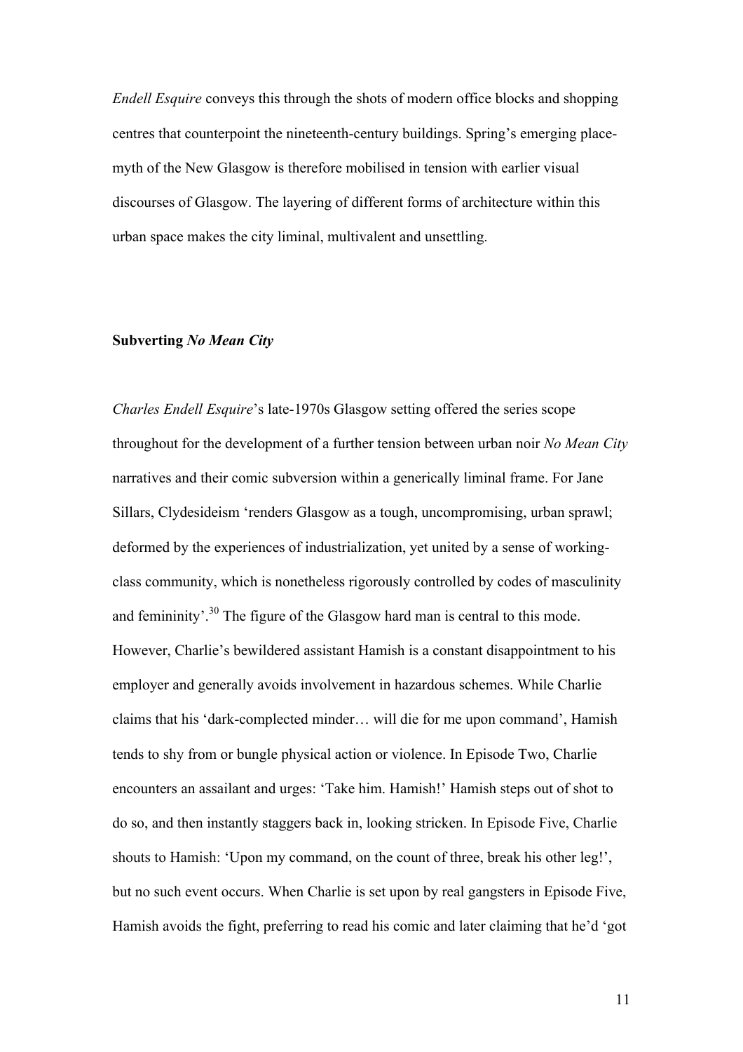*Endell Esquire* conveys this through the shots of modern office blocks and shopping centres that counterpoint the nineteenth-century buildings. Spring's emerging place-myth of the New Glasgow is therefore mobilised in tension with earlier visual discourses of Glasgow. The layering of different forms of architecture within this urban space makes the city liminal, multivalent and unsettling.

## Subverting *No Mean City*

*Charles Endell Esquire*'s late-1970s Glasgow setting offered the series scope throughout for the development of a further tension between urban noir *No Mean City* narratives and their comic subversion within a generically liminal frame. For Jane Sillars, Clydesideism 'renders Glasgow as a tough, uncompromising, urban sprawl; deformed by the experiences of industrialization, yet united by a sense of working-class community, which is nonetheless rigorously controlled by codes of masculinity and femininity'.[30] The figure of the Glasgow hard man is central to this mode. However, Charlie's bewildered assistant Hamish is a constant disappointment to his employer and generally avoids involvement in hazardous schemes. While Charlie claims that his 'dark-complected minder… will die for me upon command', Hamish tends to shy from or bungle physical action or violence. In Episode Two, Charlie encounters an assailant and urges: 'Take him. Hamish!' Hamish steps out of shot to do so, and then instantly staggers back in, looking stricken. In Episode Five, Charlie shouts to Hamish: 'Upon my command, on the count of three, break his other leg!', but no such event occurs. When Charlie is set upon by real gangsters in Episode Five, Hamish avoids the fight, preferring to read his comic and later claiming that he'd 'got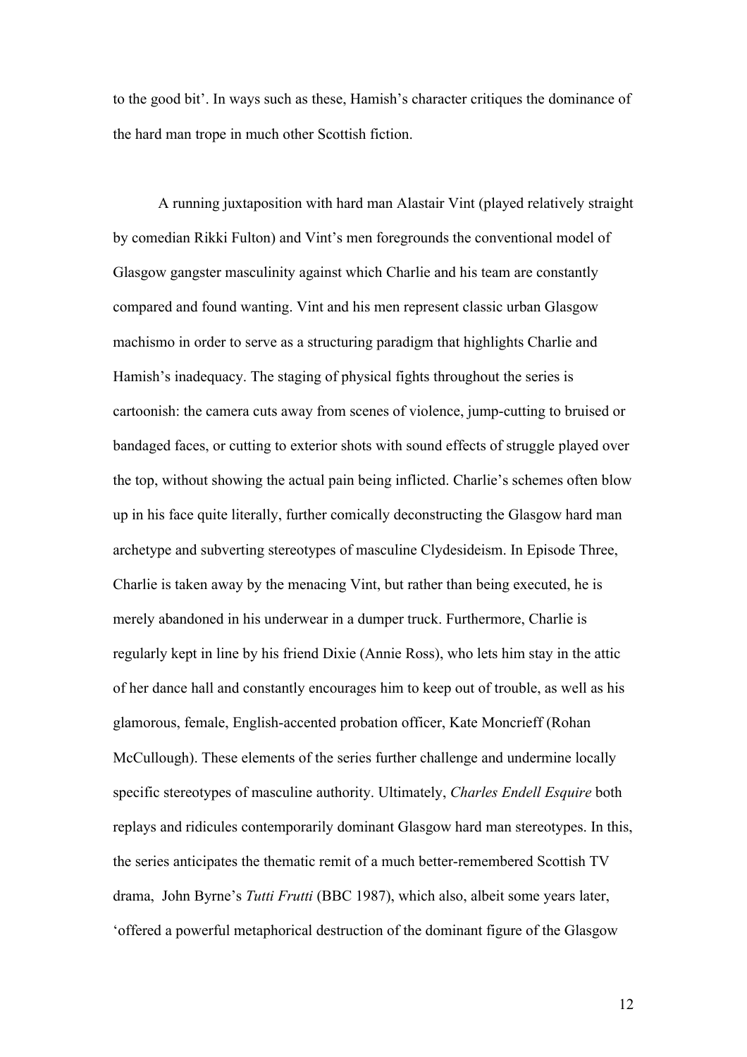to the good bit'. In ways such as these, Hamish's character critiques the dominance of the hard man trope in much other Scottish fiction.

A running juxtaposition with hard man Alastair Vint (played relatively straight by comedian Rikki Fulton) and Vint's men foregrounds the conventional model of Glasgow gangster masculinity against which Charlie and his team are constantly compared and found wanting. Vint and his men represent classic urban Glasgow machismo in order to serve as a structuring paradigm that highlights Charlie and Hamish's inadequacy. The staging of physical fights throughout the series is cartoonish: the camera cuts away from scenes of violence, jump-cutting to bruised or bandaged faces, or cutting to exterior shots with sound effects of struggle played over the top, without showing the actual pain being inflicted. Charlie's schemes often blow up in his face quite literally, further comically deconstructing the Glasgow hard man archetype and subverting stereotypes of masculine Clydesideism. In Episode Three, Charlie is taken away by the menacing Vint, but rather than being executed, he is merely abandoned in his underwear in a dumper truck. Furthermore, Charlie is regularly kept in line by his friend Dixie (Annie Ross), who lets him stay in the attic of her dance hall and constantly encourages him to keep out of trouble, as well as his glamorous, female, English-accented probation officer, Kate Moncrieff (Rohan McCullough). These elements of the series further challenge and undermine locally specific stereotypes of masculine authority. Ultimately, *Charles Endell Esquire* both replays and ridicules contemporarily dominant Glasgow hard man stereotypes. In this, the series anticipates the thematic remit of a much better-remembered Scottish TV drama, John Byrne's *Tutti Frutti* (BBC 1987), which also, albeit some years later, 'offered a powerful metaphorical destruction of the dominant figure of the Glasgow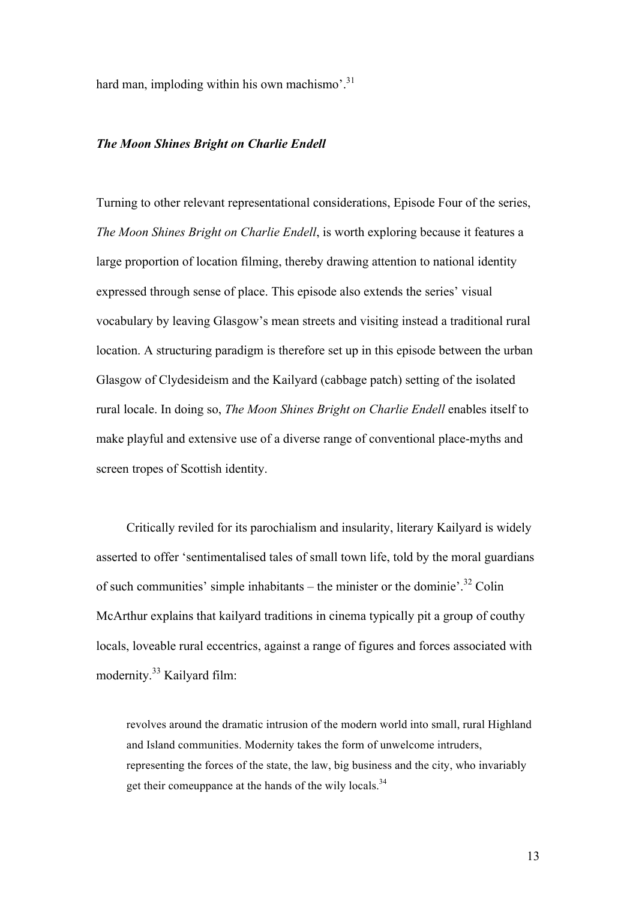hard man, imploding within his own machismo'.[31]

### *The Moon Shines Bright on Charlie Endell*

Turning to other relevant representational considerations, Episode Four of the series, *The Moon Shines Bright on Charlie Endell*, is worth exploring because it features a large proportion of location filming, thereby drawing attention to national identity expressed through sense of place. This episode also extends the series' visual vocabulary by leaving Glasgow's mean streets and visiting instead a traditional rural location. A structuring paradigm is therefore set up in this episode between the urban Glasgow of Clydesideism and the Kailyard (cabbage patch) setting of the isolated rural locale. In doing so, *The Moon Shines Bright on Charlie Endell* enables itself to make playful and extensive use of a diverse range of conventional place-myths and screen tropes of Scottish identity.

Critically reviled for its parochialism and insularity, literary Kailyard is widely asserted to offer 'sentimentalised tales of small town life, told by the moral guardians of such communities' simple inhabitants – the minister or the dominie'.[32] Colin McArthur explains that kailyard traditions in cinema typically pit a group of couthy locals, loveable rural eccentrics, against a range of figures and forces associated with modernity.[33] Kailyard film:

> revolves around the dramatic intrusion of the modern world into small, rural Highland and Island communities. Modernity takes the form of unwelcome intruders, representing the forces of the state, the law, big business and the city, who invariably get their comeuppance at the hands of the wily locals.[34]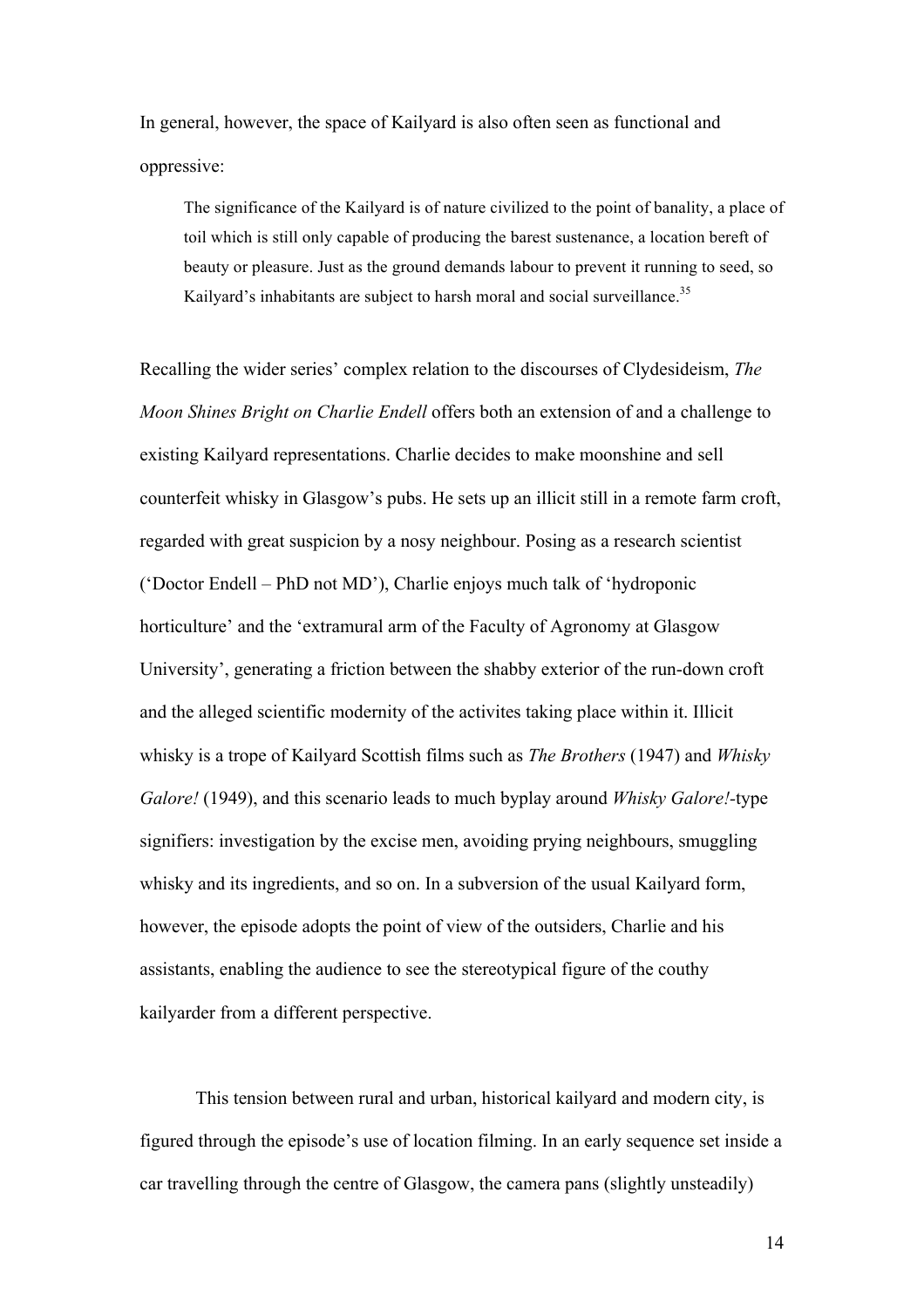In general, however, the space of Kailyard is also often seen as functional and oppressive:

> The significance of the Kailyard is of nature civilized to the point of banality, a place of toil which is still only capable of producing the barest sustenance, a location bereft of beauty or pleasure. Just as the ground demands labour to prevent it running to seed, so Kailyard's inhabitants are subject to harsh moral and social surveillance.[35]

Recalling the wider series' complex relation to the discourses of Clydesideism, *The Moon Shines Bright on Charlie Endell* offers both an extension of and a challenge to existing Kailyard representations. Charlie decides to make moonshine and sell counterfeit whisky in Glasgow's pubs. He sets up an illicit still in a remote farm croft, regarded with great suspicion by a nosy neighbour. Posing as a research scientist ('Doctor Endell – PhD not MD'), Charlie enjoys much talk of 'hydroponic horticulture' and the 'extramural arm of the Faculty of Agronomy at Glasgow University', generating a friction between the shabby exterior of the run-down croft and the alleged scientific modernity of the activites taking place within it. Illicit whisky is a trope of Kailyard Scottish films such as *The Brothers* (1947) and *Whisky Galore!* (1949), and this scenario leads to much byplay around *Whisky Galore!*-type signifiers: investigation by the excise men, avoiding prying neighbours, smuggling whisky and its ingredients, and so on. In a subversion of the usual Kailyard form, however, the episode adopts the point of view of the outsiders, Charlie and his assistants, enabling the audience to see the stereotypical figure of the couthy kailyarder from a different perspective.

This tension between rural and urban, historical kailyard and modern city, is figured through the episode's use of location filming. In an early sequence set inside a car travelling through the centre of Glasgow, the camera pans (slightly unsteadily)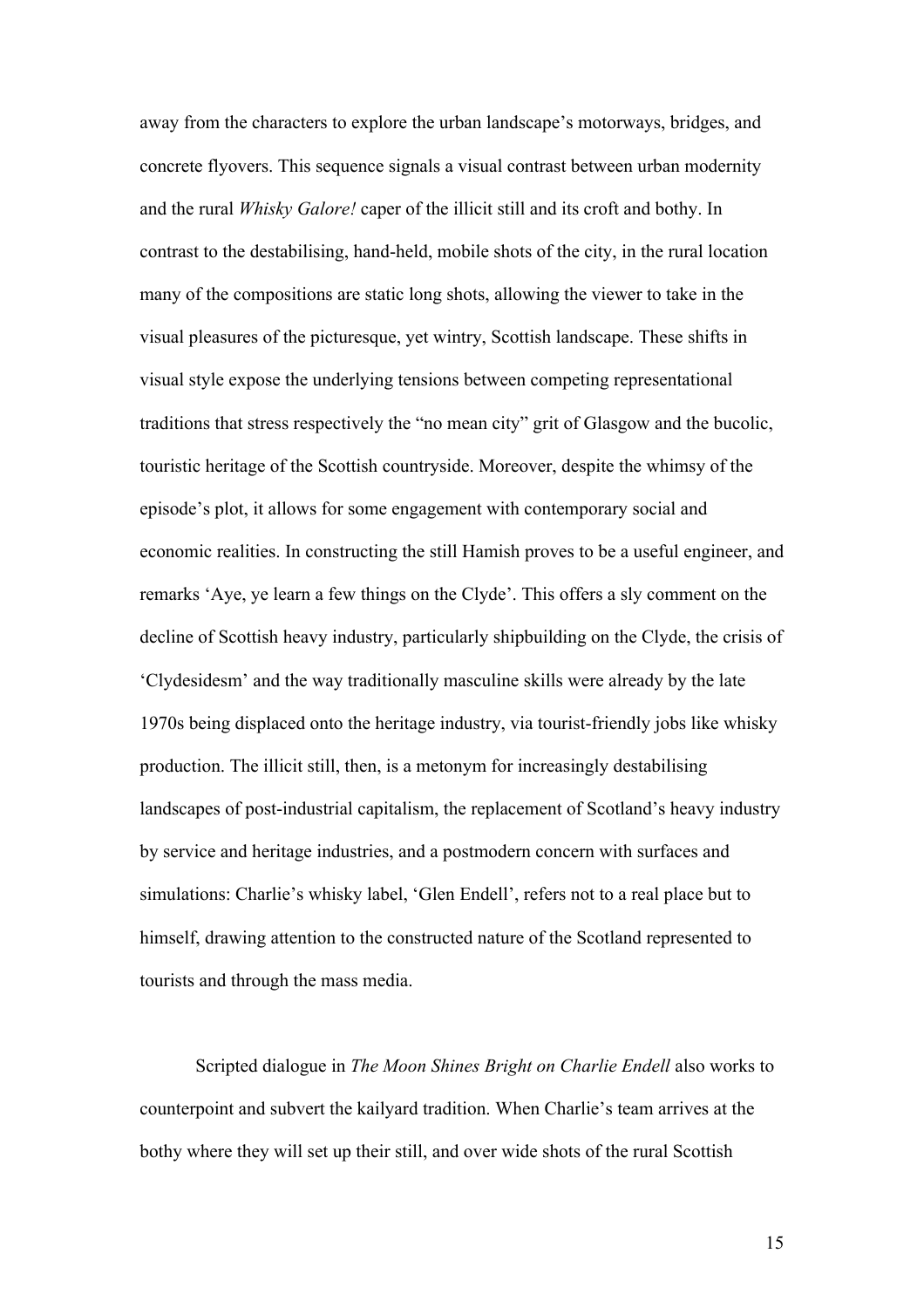away from the characters to explore the urban landscape's motorways, bridges, and concrete flyovers. This sequence signals a visual contrast between urban modernity and the rural *Whisky Galore!* caper of the illicit still and its croft and bothy. In contrast to the destabilising, hand-held, mobile shots of the city, in the rural location many of the compositions are static long shots, allowing the viewer to take in the visual pleasures of the picturesque, yet wintry, Scottish landscape. These shifts in visual style expose the underlying tensions between competing representational traditions that stress respectively the "no mean city" grit of Glasgow and the bucolic, touristic heritage of the Scottish countryside. Moreover, despite the whimsy of the episode's plot, it allows for some engagement with contemporary social and economic realities. In constructing the still Hamish proves to be a useful engineer, and remarks 'Aye, ye learn a few things on the Clyde'. This offers a sly comment on the decline of Scottish heavy industry, particularly shipbuilding on the Clyde, the crisis of 'Clydesidesm' and the way traditionally masculine skills were already by the late 1970s being displaced onto the heritage industry, via tourist-friendly jobs like whisky production. The illicit still, then, is a metonym for increasingly destabilising landscapes of post-industrial capitalism, the replacement of Scotland's heavy industry by service and heritage industries, and a postmodern concern with surfaces and simulations: Charlie's whisky label, 'Glen Endell', refers not to a real place but to himself, drawing attention to the constructed nature of the Scotland represented to tourists and through the mass media.

Scripted dialogue in *The Moon Shines Bright on Charlie Endell* also works to counterpoint and subvert the kailyard tradition. When Charlie's team arrives at the bothy where they will set up their still, and over wide shots of the rural Scottish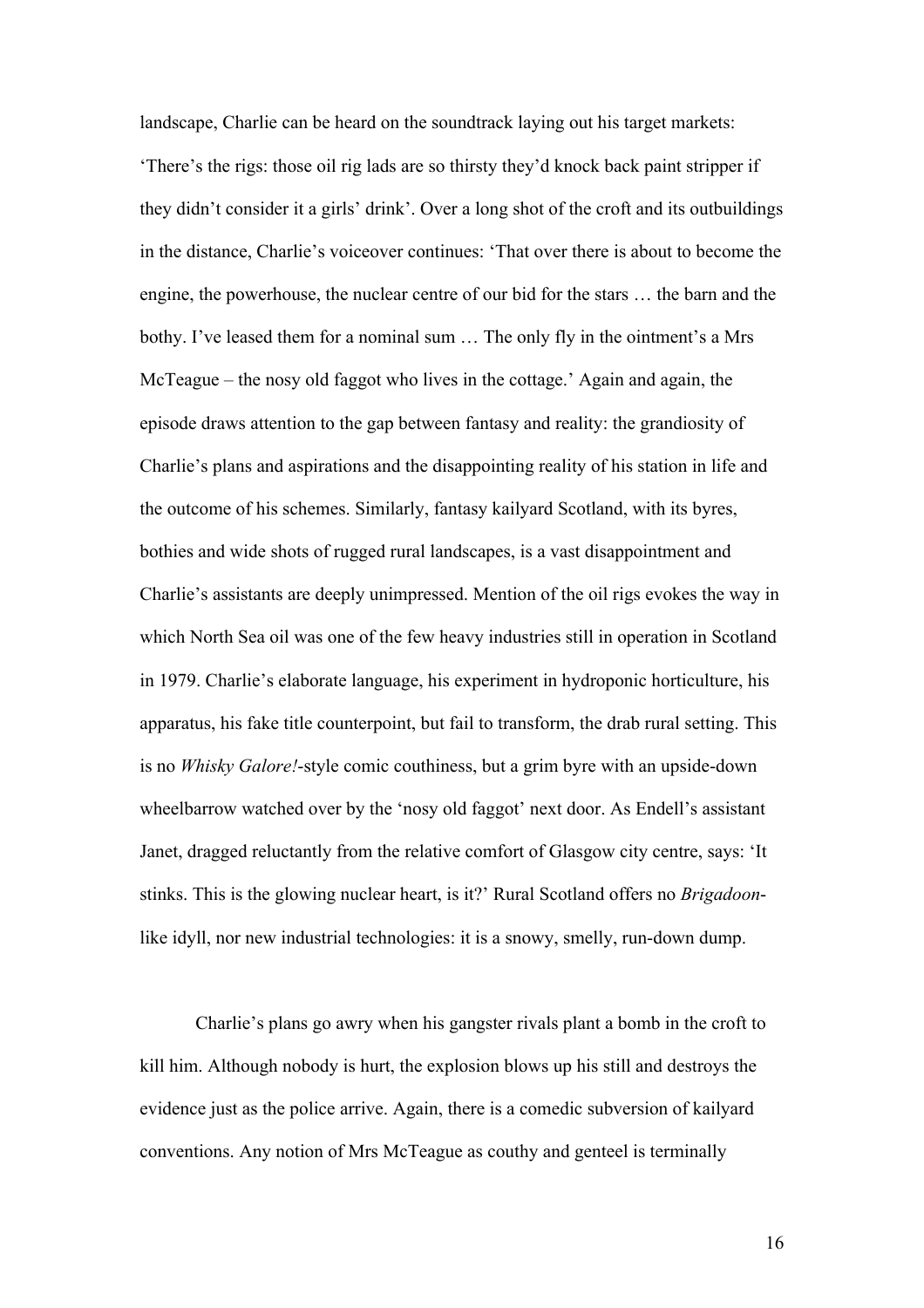landscape, Charlie can be heard on the soundtrack laying out his target markets: 'There's the rigs: those oil rig lads are so thirsty they'd knock back paint stripper if they didn't consider it a girls' drink'. Over a long shot of the croft and its outbuildings in the distance, Charlie's voiceover continues: 'That over there is about to become the engine, the powerhouse, the nuclear centre of our bid for the stars … the barn and the bothy. I've leased them for a nominal sum … The only fly in the ointment's a Mrs McTeague – the nosy old faggot who lives in the cottage.' Again and again, the episode draws attention to the gap between fantasy and reality: the grandiosity of Charlie's plans and aspirations and the disappointing reality of his station in life and the outcome of his schemes. Similarly, fantasy kailyard Scotland, with its byres, bothies and wide shots of rugged rural landscapes, is a vast disappointment and Charlie's assistants are deeply unimpressed. Mention of the oil rigs evokes the way in which North Sea oil was one of the few heavy industries still in operation in Scotland in 1979. Charlie's elaborate language, his experiment in hydroponic horticulture, his apparatus, his fake title counterpoint, but fail to transform, the drab rural setting. This is no *Whisky Galore!*-style comic couthiness, but a grim byre with an upside-down wheelbarrow watched over by the 'nosy old faggot' next door. As Endell's assistant Janet, dragged reluctantly from the relative comfort of Glasgow city centre, says: 'It stinks. This is the glowing nuclear heart, is it?' Rural Scotland offers no *Brigadoon*-like idyll, nor new industrial technologies: it is a snowy, smelly, run-down dump.

Charlie's plans go awry when his gangster rivals plant a bomb in the croft to kill him. Although nobody is hurt, the explosion blows up his still and destroys the evidence just as the police arrive. Again, there is a comedic subversion of kailyard conventions. Any notion of Mrs McTeague as couthy and genteel is terminally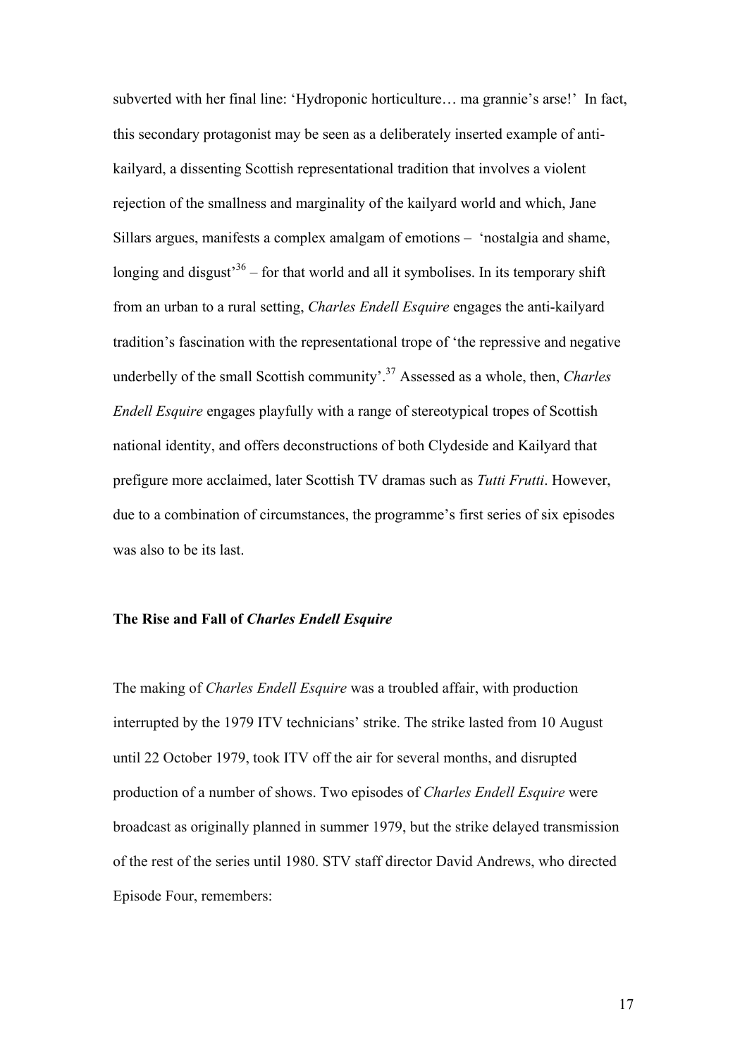subverted with her final line: 'Hydroponic horticulture… ma grannie's arse!' In fact, this secondary protagonist may be seen as a deliberately inserted example of anti-kailyard, a dissenting Scottish representational tradition that involves a violent rejection of the smallness and marginality of the kailyard world and which, Jane Sillars argues, manifests a complex amalgam of emotions – 'nostalgia and shame, longing and disgust'[36] – for that world and all it symbolises. In its temporary shift from an urban to a rural setting, *Charles Endell Esquire* engages the anti-kailyard tradition's fascination with the representational trope of 'the repressive and negative underbelly of the small Scottish community'.[37] Assessed as a whole, then, *Charles Endell Esquire* engages playfully with a range of stereotypical tropes of Scottish national identity, and offers deconstructions of both Clydeside and Kailyard that prefigure more acclaimed, later Scottish TV dramas such as *Tutti Frutti*. However, due to a combination of circumstances, the programme's first series of six episodes was also to be its last.

**The Rise and Fall of *Charles Endell Esquire***

The making of *Charles Endell Esquire* was a troubled affair, with production interrupted by the 1979 ITV technicians' strike. The strike lasted from 10 August until 22 October 1979, took ITV off the air for several months, and disrupted production of a number of shows. Two episodes of *Charles Endell Esquire* were broadcast as originally planned in summer 1979, but the strike delayed transmission of the rest of the series until 1980. STV staff director David Andrews, who directed Episode Four, remembers: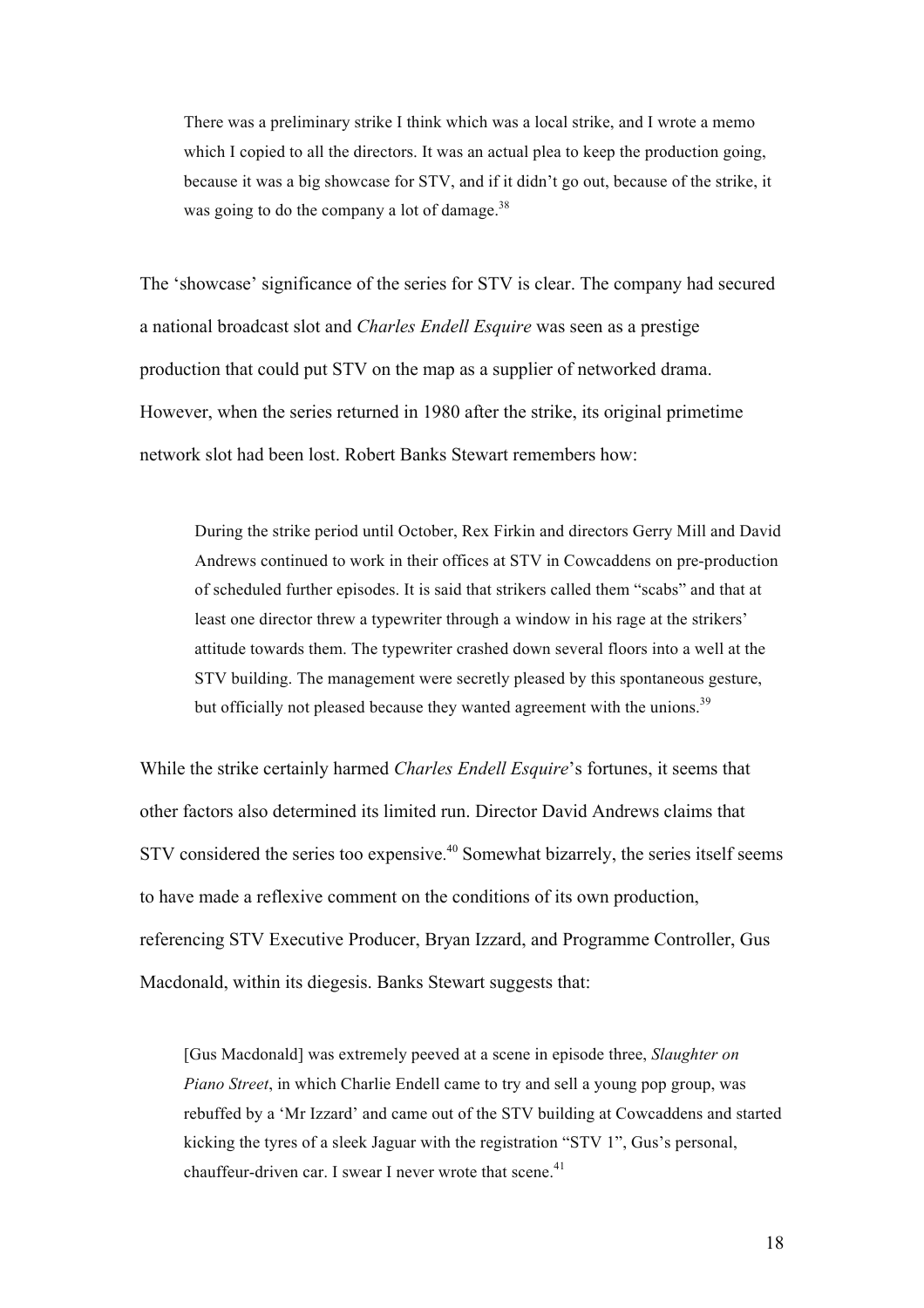> There was a preliminary strike I think which was a local strike, and I wrote a memo which I copied to all the directors. It was an actual plea to keep the production going, because it was a big showcase for STV, and if it didn't go out, because of the strike, it was going to do the company a lot of damage.[38]

The 'showcase' significance of the series for STV is clear. The company had secured a national broadcast slot and *Charles Endell Esquire* was seen as a prestige production that could put STV on the map as a supplier of networked drama. However, when the series returned in 1980 after the strike, its original primetime network slot had been lost. Robert Banks Stewart remembers how:

> During the strike period until October, Rex Firkin and directors Gerry Mill and David Andrews continued to work in their offices at STV in Cowcaddens on pre-production of scheduled further episodes. It is said that strikers called them "scabs" and that at least one director threw a typewriter through a window in his rage at the strikers' attitude towards them. The typewriter crashed down several floors into a well at the STV building. The management were secretly pleased by this spontaneous gesture, but officially not pleased because they wanted agreement with the unions.[39]

While the strike certainly harmed *Charles Endell Esquire*'s fortunes, it seems that other factors also determined its limited run. Director David Andrews claims that STV considered the series too expensive.[40] Somewhat bizarrely, the series itself seems to have made a reflexive comment on the conditions of its own production, referencing STV Executive Producer, Bryan Izzard, and Programme Controller, Gus Macdonald, within its diegesis. Banks Stewart suggests that:

> [Gus Macdonald] was extremely peeved at a scene in episode three, *Slaughter on Piano Street*, in which Charlie Endell came to try and sell a young pop group, was rebuffed by a 'Mr Izzard' and came out of the STV building at Cowcaddens and started kicking the tyres of a sleek Jaguar with the registration "STV 1", Gus's personal, chauffeur-driven car. I swear I never wrote that scene.[41]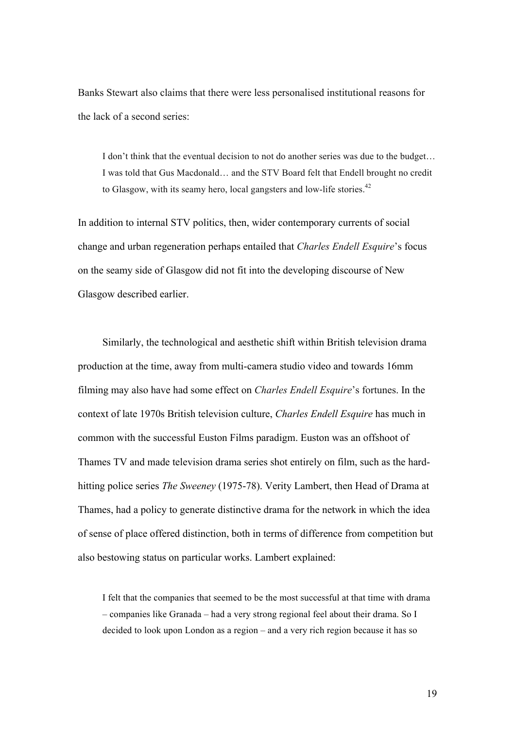Banks Stewart also claims that there were less personalised institutional reasons for the lack of a second series:

> I don't think that the eventual decision to not do another series was due to the budget… I was told that Gus Macdonald… and the STV Board felt that Endell brought no credit to Glasgow, with its seamy hero, local gangsters and low-life stories.[42]

In addition to internal STV politics, then, wider contemporary currents of social change and urban regeneration perhaps entailed that *Charles Endell Esquire*'s focus on the seamy side of Glasgow did not fit into the developing discourse of New Glasgow described earlier.

Similarly, the technological and aesthetic shift within British television drama production at the time, away from multi-camera studio video and towards 16mm filming may also have had some effect on *Charles Endell Esquire*'s fortunes. In the context of late 1970s British television culture, *Charles Endell Esquire* has much in common with the successful Euston Films paradigm. Euston was an offshoot of Thames TV and made television drama series shot entirely on film, such as the hard-hitting police series *The Sweeney* (1975-78). Verity Lambert, then Head of Drama at Thames, had a policy to generate distinctive drama for the network in which the idea of sense of place offered distinction, both in terms of difference from competition but also bestowing status on particular works. Lambert explained:

> I felt that the companies that seemed to be the most successful at that time with drama – companies like Granada – had a very strong regional feel about their drama. So I decided to look upon London as a region – and a very rich region because it has so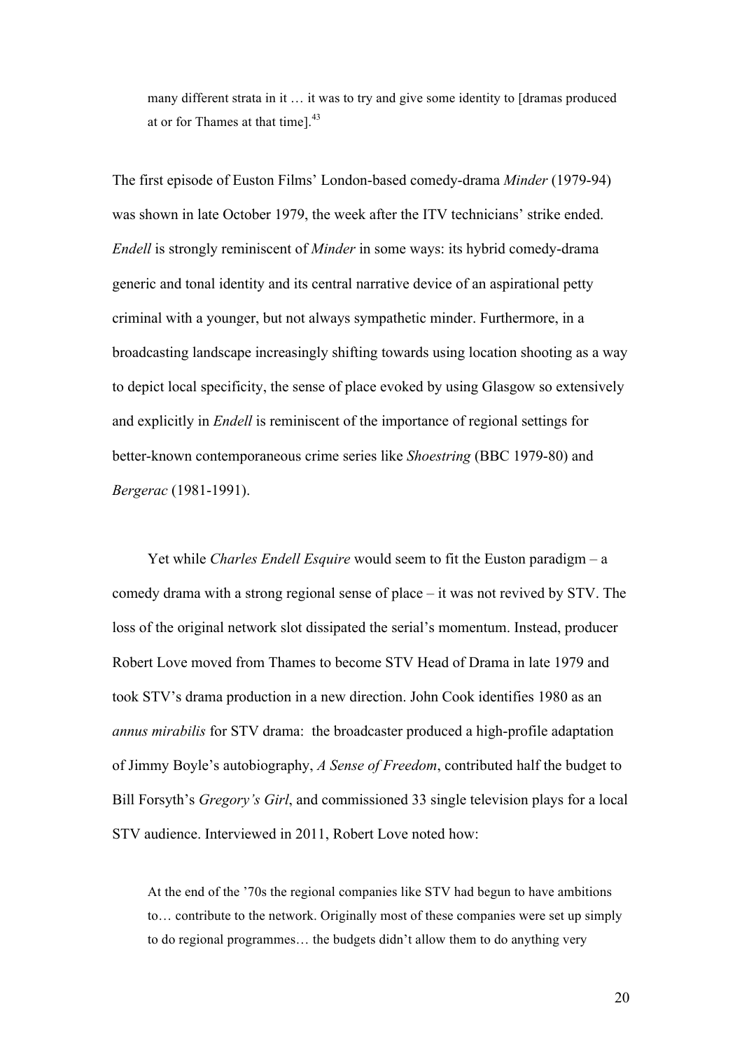> many different strata in it … it was to try and give some identity to [dramas produced at or for Thames at that time].[43]

The first episode of Euston Films' London-based comedy-drama *Minder* (1979-94) was shown in late October 1979, the week after the ITV technicians' strike ended. *Endell* is strongly reminiscent of *Minder* in some ways: its hybrid comedy-drama generic and tonal identity and its central narrative device of an aspirational petty criminal with a younger, but not always sympathetic minder. Furthermore, in a broadcasting landscape increasingly shifting towards using location shooting as a way to depict local specificity, the sense of place evoked by using Glasgow so extensively and explicitly in *Endell* is reminiscent of the importance of regional settings for better-known contemporaneous crime series like *Shoestring* (BBC 1979-80) and *Bergerac* (1981-1991).

Yet while *Charles Endell Esquire* would seem to fit the Euston paradigm – a comedy drama with a strong regional sense of place – it was not revived by STV. The loss of the original network slot dissipated the serial's momentum. Instead, producer Robert Love moved from Thames to become STV Head of Drama in late 1979 and took STV's drama production in a new direction. John Cook identifies 1980 as an *annus mirabilis* for STV drama: the broadcaster produced a high-profile adaptation of Jimmy Boyle's autobiography, *A Sense of Freedom*, contributed half the budget to Bill Forsyth's *Gregory's Girl*, and commissioned 33 single television plays for a local STV audience. Interviewed in 2011, Robert Love noted how:

> At the end of the '70s the regional companies like STV had begun to have ambitions to… contribute to the network. Originally most of these companies were set up simply to do regional programmes… the budgets didn't allow them to do anything very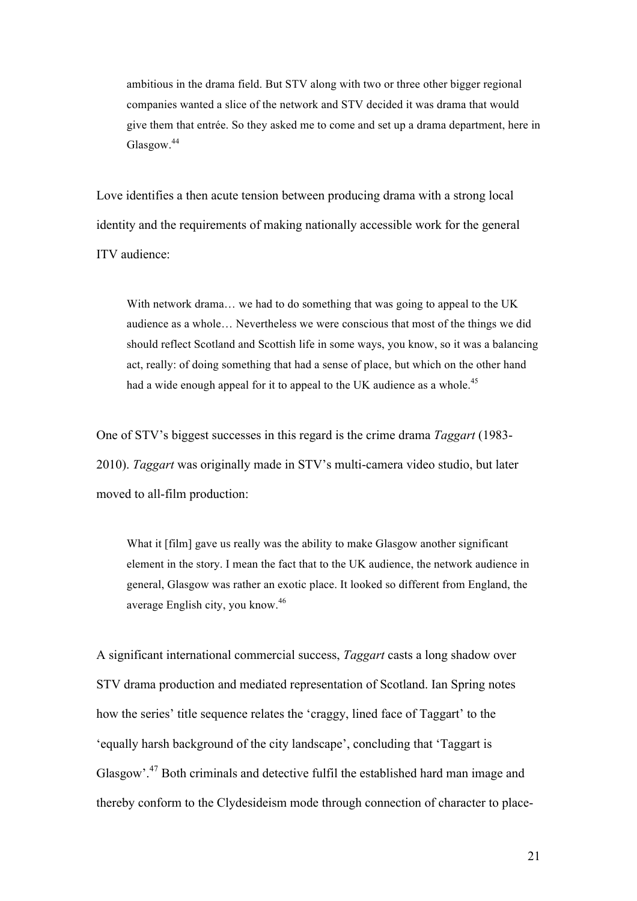> ambitious in the drama field. But STV along with two or three other bigger regional companies wanted a slice of the network and STV decided it was drama that would give them that entrée. So they asked me to come and set up a drama department, here in Glasgow.[44]

Love identifies a then acute tension between producing drama with a strong local identity and the requirements of making nationally accessible work for the general ITV audience:

> With network drama… we had to do something that was going to appeal to the UK audience as a whole… Nevertheless we were conscious that most of the things we did should reflect Scotland and Scottish life in some ways, you know, so it was a balancing act, really: of doing something that had a sense of place, but which on the other hand had a wide enough appeal for it to appeal to the UK audience as a whole.[45]

One of STV's biggest successes in this regard is the crime drama *Taggart* (1983-2010). *Taggart* was originally made in STV's multi-camera video studio, but later moved to all-film production:

> What it [film] gave us really was the ability to make Glasgow another significant element in the story. I mean the fact that to the UK audience, the network audience in general, Glasgow was rather an exotic place. It looked so different from England, the average English city, you know.[46]

A significant international commercial success, *Taggart* casts a long shadow over STV drama production and mediated representation of Scotland. Ian Spring notes how the series' title sequence relates the 'craggy, lined face of Taggart' to the 'equally harsh background of the city landscape', concluding that 'Taggart is Glasgow'.[47] Both criminals and detective fulfil the established hard man image and thereby conform to the Clydesideism mode through connection of character to place-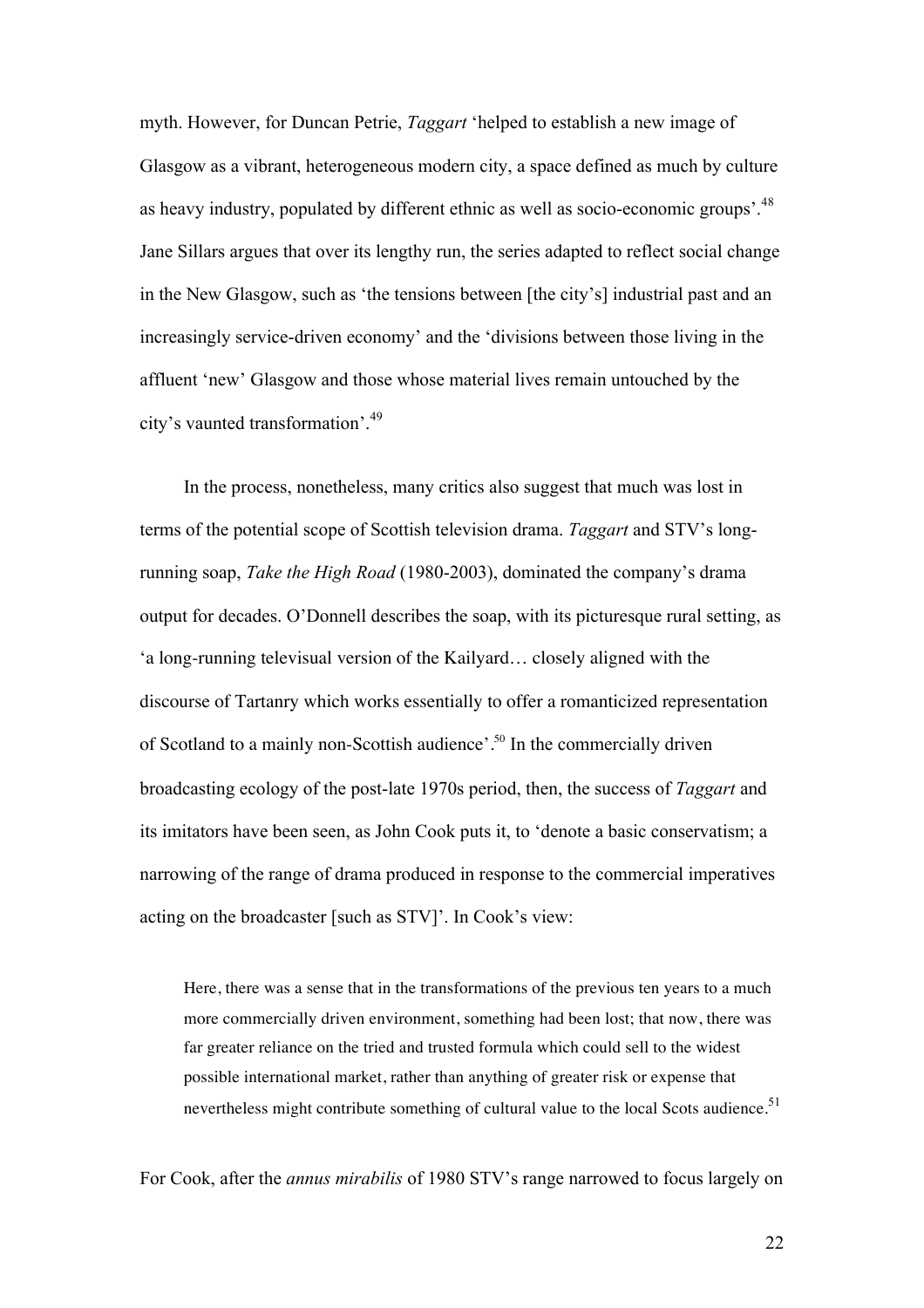myth. However, for Duncan Petrie, *Taggart* 'helped to establish a new image of Glasgow as a vibrant, heterogeneous modern city, a space defined as much by culture as heavy industry, populated by different ethnic as well as socio-economic groups'.[48] Jane Sillars argues that over its lengthy run, the series adapted to reflect social change in the New Glasgow, such as 'the tensions between [the city's] industrial past and an increasingly service-driven economy' and the 'divisions between those living in the affluent 'new' Glasgow and those whose material lives remain untouched by the city's vaunted transformation'.[49]

In the process, nonetheless, many critics also suggest that much was lost in terms of the potential scope of Scottish television drama. *Taggart* and STV's long-running soap, *Take the High Road* (1980-2003), dominated the company's drama output for decades. O'Donnell describes the soap, with its picturesque rural setting, as 'a long-running televisual version of the Kailyard… closely aligned with the discourse of Tartanry which works essentially to offer a romanticized representation of Scotland to a mainly non-Scottish audience'.[50] In the commercially driven broadcasting ecology of the post-late 1970s period, then, the success of *Taggart* and its imitators have been seen, as John Cook puts it, to 'denote a basic conservatism; a narrowing of the range of drama produced in response to the commercial imperatives acting on the broadcaster [such as STV]'. In Cook's view:

> Here, there was a sense that in the transformations of the previous ten years to a much more commercially driven environment, something had been lost; that now, there was far greater reliance on the tried and trusted formula which could sell to the widest possible international market, rather than anything of greater risk or expense that nevertheless might contribute something of cultural value to the local Scots audience.[51]

For Cook, after the *annus mirabilis* of 1980 STV's range narrowed to focus largely on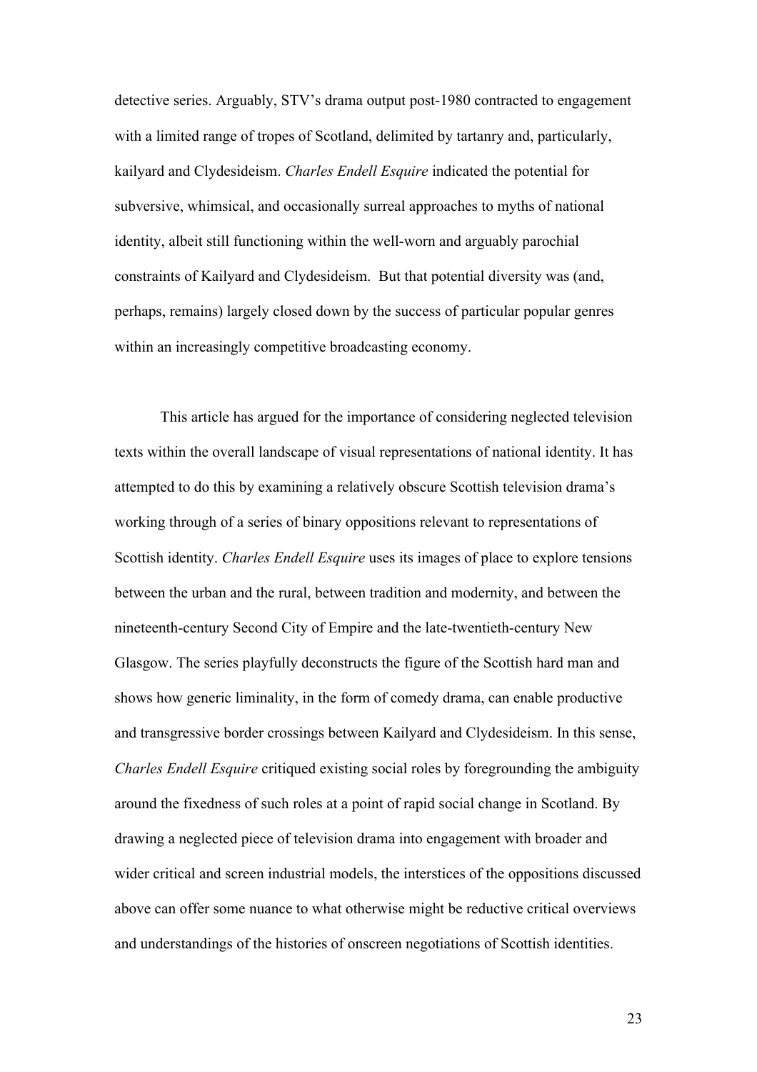detective series. Arguably, STV's drama output post-1980 contracted to engagement with a limited range of tropes of Scotland, delimited by tartanry and, particularly, kailyard and Clydesideism. *Charles Endell Esquire* indicated the potential for subversive, whimsical, and occasionally surreal approaches to myths of national identity, albeit still functioning within the well-worn and arguably parochial constraints of Kailyard and Clydesideism. But that potential diversity was (and, perhaps, remains) largely closed down by the success of particular popular genres within an increasingly competitive broadcasting economy.

This article has argued for the importance of considering neglected television texts within the overall landscape of visual representations of national identity. It has attempted to do this by examining a relatively obscure Scottish television drama's working through of a series of binary oppositions relevant to representations of Scottish identity. *Charles Endell Esquire* uses its images of place to explore tensions between the urban and the rural, between tradition and modernity, and between the nineteenth-century Second City of Empire and the late-twentieth-century New Glasgow. The series playfully deconstructs the figure of the Scottish hard man and shows how generic liminality, in the form of comedy drama, can enable productive and transgressive border crossings between Kailyard and Clydesideism. In this sense, *Charles Endell Esquire* critiqued existing social roles by foregrounding the ambiguity around the fixedness of such roles at a point of rapid social change in Scotland. By drawing a neglected piece of television drama into engagement with broader and wider critical and screen industrial models, the interstices of the oppositions discussed above can offer some nuance to what otherwise might be reductive critical overviews and understandings of the histories of onscreen negotiations of Scottish identities.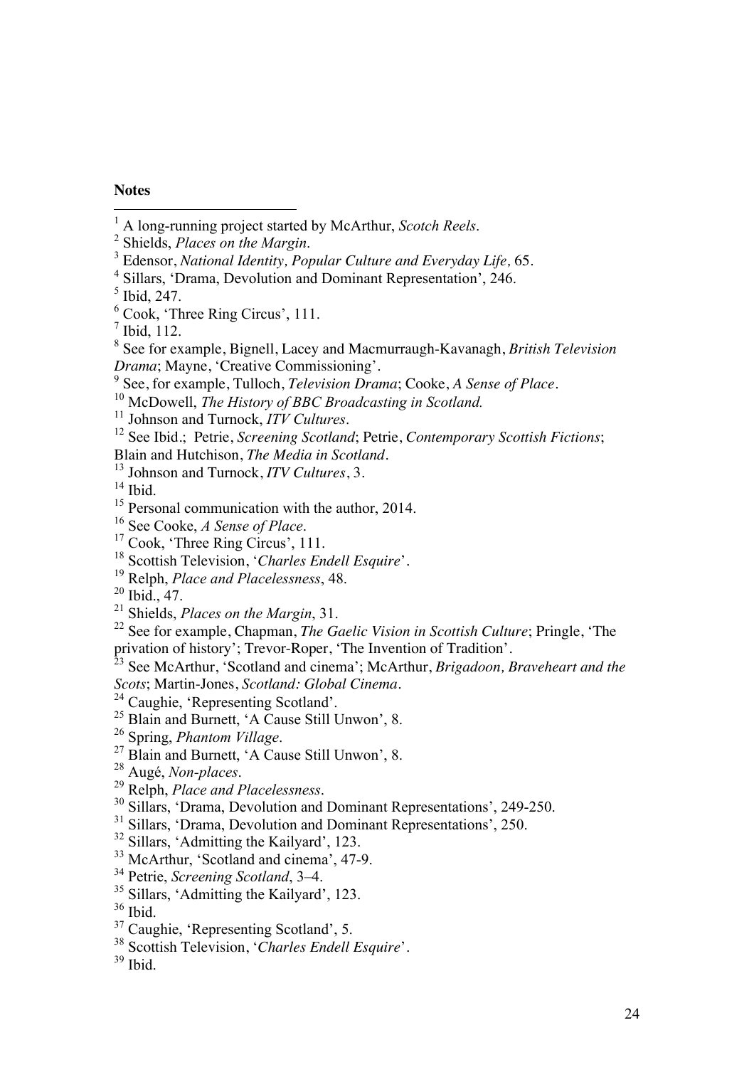**Notes**

[1] A long-running project started by McArthur, *Scotch Reels*.
[2] Shields, *Places on the Margin*.
[3] Edensor, *National Identity, Popular Culture and Everyday Life,* 65.
[4] Sillars, 'Drama, Devolution and Dominant Representation', 246.
[5] Ibid, 247.
[6] Cook, 'Three Ring Circus', 111.
[7] Ibid, 112.
[8] See for example, Bignell, Lacey and Macmurraugh-Kavanagh, *British Television Drama*; Mayne, 'Creative Commissioning'.
[9] See, for example, Tulloch, *Television Drama*; Cooke, *A Sense of Place*.
[10] McDowell, *The History of BBC Broadcasting in Scotland.*
[11] Johnson and Turnock, *ITV Cultures*.
[12] See Ibid.; Petrie, *Screening Scotland*; Petrie, *Contemporary Scottish Fictions*; Blain and Hutchison, *The Media in Scotland*.
[13] Johnson and Turnock, *ITV Cultures*, 3.
[14] Ibid.
[15] Personal communication with the author, 2014.
[16] See Cooke, *A Sense of Place*.
[17] Cook, 'Three Ring Circus', 111.
[18] Scottish Television, '*Charles Endell Esquire*'.
[19] Relph, *Place and Placelessness*, 48.
[20] Ibid., 47.
[21] Shields, *Places on the Margin*, 31.
[22] See for example, Chapman, *The Gaelic Vision in Scottish Culture*; Pringle, 'The privation of history'; Trevor-Roper, 'The Invention of Tradition'.
[23] See McArthur, 'Scotland and cinema'; McArthur, *Brigadoon, Braveheart and the Scots*; Martin-Jones, *Scotland: Global Cinema*.
[24] Caughie, 'Representing Scotland'.
[25] Blain and Burnett, 'A Cause Still Unwon', 8.
[26] Spring, *Phantom Village*.
[27] Blain and Burnett, 'A Cause Still Unwon', 8.
[28] Augé, *Non-places*.
[29] Relph, *Place and Placelessness*.
[30] Sillars, 'Drama, Devolution and Dominant Representations', 249-250.
[31] Sillars, 'Drama, Devolution and Dominant Representations', 250.
[32] Sillars, 'Admitting the Kailyard', 123.
[33] McArthur, 'Scotland and cinema', 47-9.
[34] Petrie, *Screening Scotland*, 3–4.
[35] Sillars, 'Admitting the Kailyard', 123.
[36] Ibid.
[37] Caughie, 'Representing Scotland', 5.
[38] Scottish Television, '*Charles Endell Esquire*'.
[39] Ibid.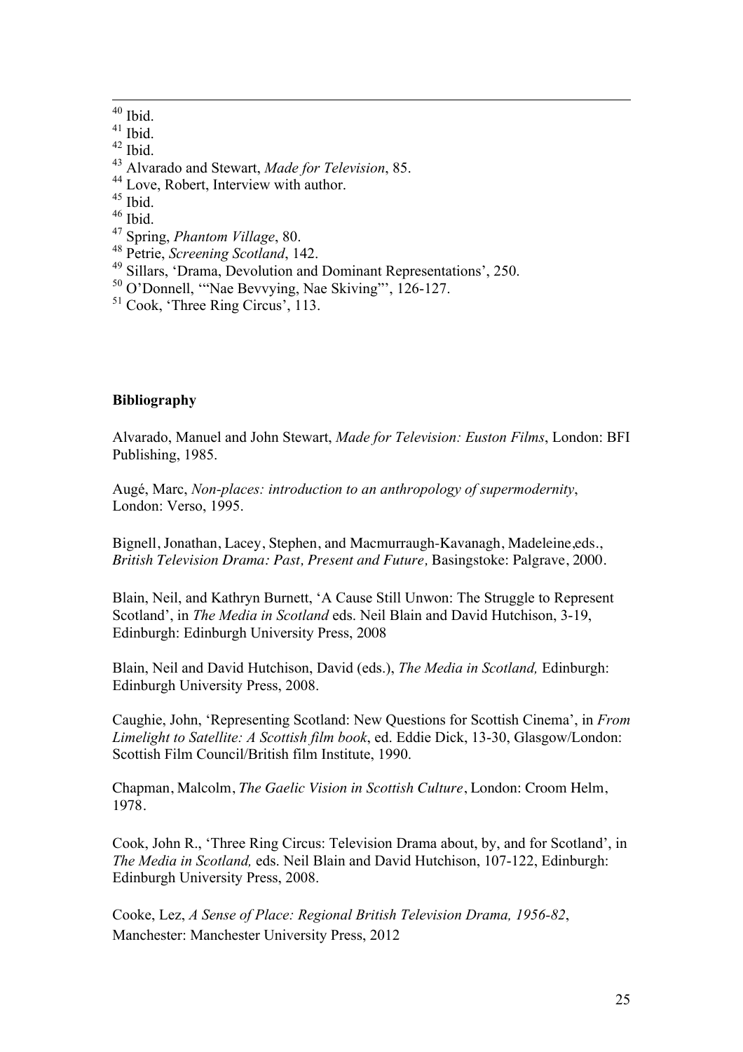[40] Ibid.

[41] Ibid.

[42] Ibid.

[43] Alvarado and Stewart, *Made for Television*, 85.

[44] Love, Robert, Interview with author.

[45] Ibid.

[46] Ibid.

[47] Spring, *Phantom Village*, 80.

[48] Petrie, *Screening Scotland*, 142.

[49] Sillars, 'Drama, Devolution and Dominant Representations', 250.

[50] O'Donnell, '"Nae Bevvying, Nae Skiving"', 126-127.

[51] Cook, 'Three Ring Circus', 113.

**Bibliography**

Alvarado, Manuel and John Stewart, *Made for Television: Euston Films*, London: BFI Publishing, 1985.

Augé, Marc, *Non-places: introduction to an anthropology of supermodernity*, London: Verso, 1995.

Bignell, Jonathan, Lacey, Stephen, and Macmurraugh-Kavanagh, Madeleine,eds., *British Television Drama: Past, Present and Future,* Basingstoke: Palgrave, 2000.

Blain, Neil, and Kathryn Burnett, 'A Cause Still Unwon: The Struggle to Represent Scotland', in *The Media in Scotland* eds. Neil Blain and David Hutchison, 3-19, Edinburgh: Edinburgh University Press, 2008

Blain, Neil and David Hutchison, David (eds.), *The Media in Scotland,* Edinburgh: Edinburgh University Press, 2008.

Caughie, John, 'Representing Scotland: New Questions for Scottish Cinema', in *From Limelight to Satellite: A Scottish film book*, ed. Eddie Dick, 13-30, Glasgow/London: Scottish Film Council/British film Institute, 1990.

Chapman, Malcolm, *The Gaelic Vision in Scottish Culture*, London: Croom Helm, 1978.

Cook, John R., 'Three Ring Circus: Television Drama about, by, and for Scotland', in *The Media in Scotland,* eds. Neil Blain and David Hutchison, 107-122, Edinburgh: Edinburgh University Press, 2008.

Cooke, Lez, *A Sense of Place: Regional British Television Drama, 1956-82*, Manchester: Manchester University Press, 2012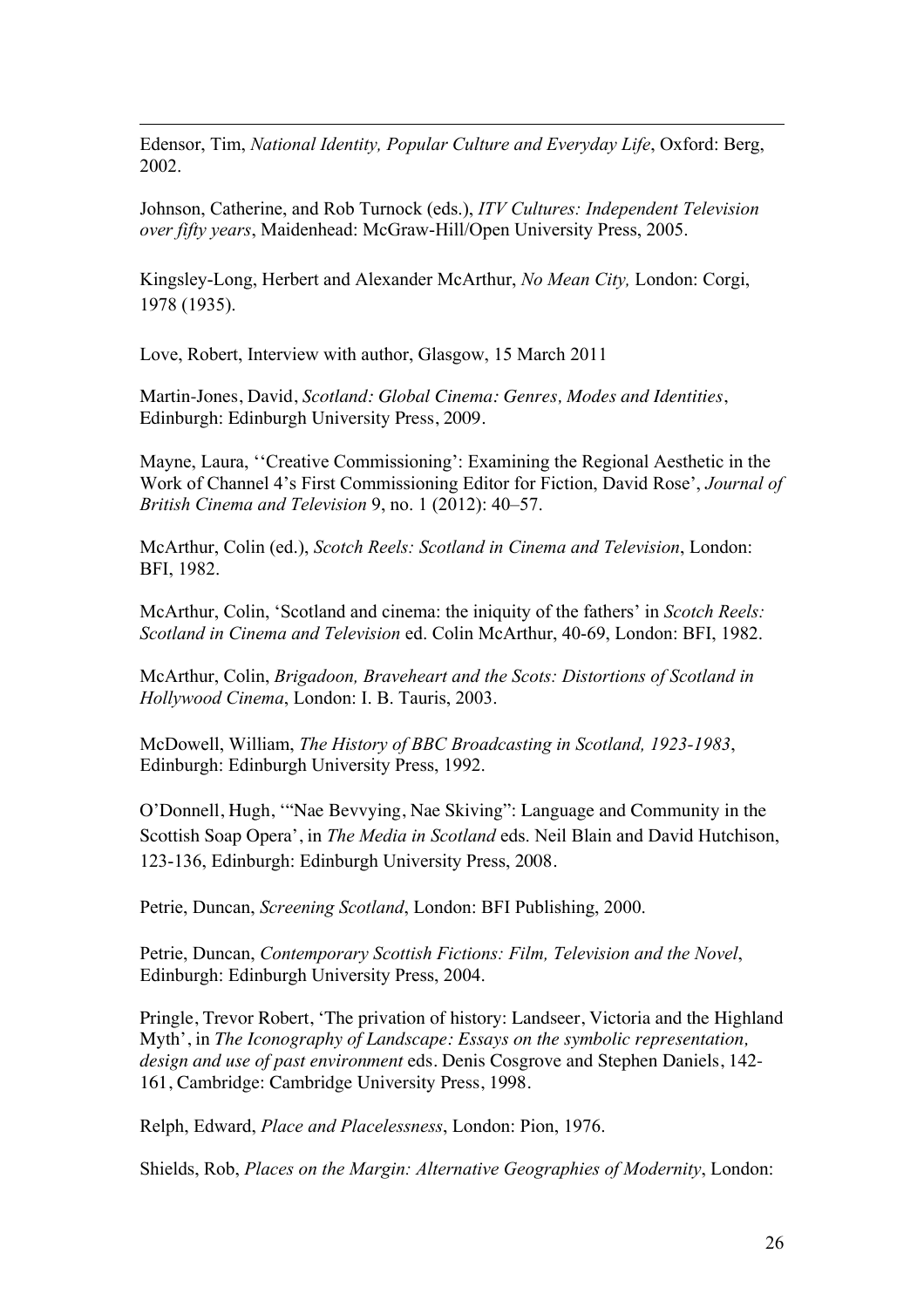Edensor, Tim, *National Identity, Popular Culture and Everyday Life*, Oxford: Berg, 2002.

Johnson, Catherine, and Rob Turnock (eds.), *ITV Cultures: Independent Television over fifty years*, Maidenhead: McGraw-Hill/Open University Press, 2005.

Kingsley-Long, Herbert and Alexander McArthur, *No Mean City,* London: Corgi, 1978 (1935).

Love, Robert, Interview with author, Glasgow, 15 March 2011

Martin-Jones, David, *Scotland: Global Cinema: Genres, Modes and Identities*, Edinburgh: Edinburgh University Press, 2009.

Mayne, Laura, ''Creative Commissioning': Examining the Regional Aesthetic in the Work of Channel 4's First Commissioning Editor for Fiction, David Rose', *Journal of British Cinema and Television* 9, no. 1 (2012): 40–57.

McArthur, Colin (ed.), *Scotch Reels: Scotland in Cinema and Television*, London: BFI, 1982.

McArthur, Colin, 'Scotland and cinema: the iniquity of the fathers' in *Scotch Reels: Scotland in Cinema and Television* ed. Colin McArthur, 40-69, London: BFI, 1982.

McArthur, Colin, *Brigadoon, Braveheart and the Scots: Distortions of Scotland in Hollywood Cinema*, London: I. B. Tauris, 2003.

McDowell, William, *The History of BBC Broadcasting in Scotland, 1923-1983*, Edinburgh: Edinburgh University Press, 1992.

O'Donnell, Hugh, '"Nae Bevvying, Nae Skiving": Language and Community in the Scottish Soap Opera', in *The Media in Scotland* eds. Neil Blain and David Hutchison, 123-136, Edinburgh: Edinburgh University Press, 2008.

Petrie, Duncan, *Screening Scotland*, London: BFI Publishing, 2000.

Petrie, Duncan, *Contemporary Scottish Fictions: Film, Television and the Novel*, Edinburgh: Edinburgh University Press, 2004.

Pringle, Trevor Robert, 'The privation of history: Landseer, Victoria and the Highland Myth', in *The Iconography of Landscape: Essays on the symbolic representation, design and use of past environment* eds. Denis Cosgrove and Stephen Daniels, 142-161, Cambridge: Cambridge University Press, 1998.

Relph, Edward, *Place and Placelessness*, London: Pion, 1976.

Shields, Rob, *Places on the Margin: Alternative Geographies of Modernity*, London: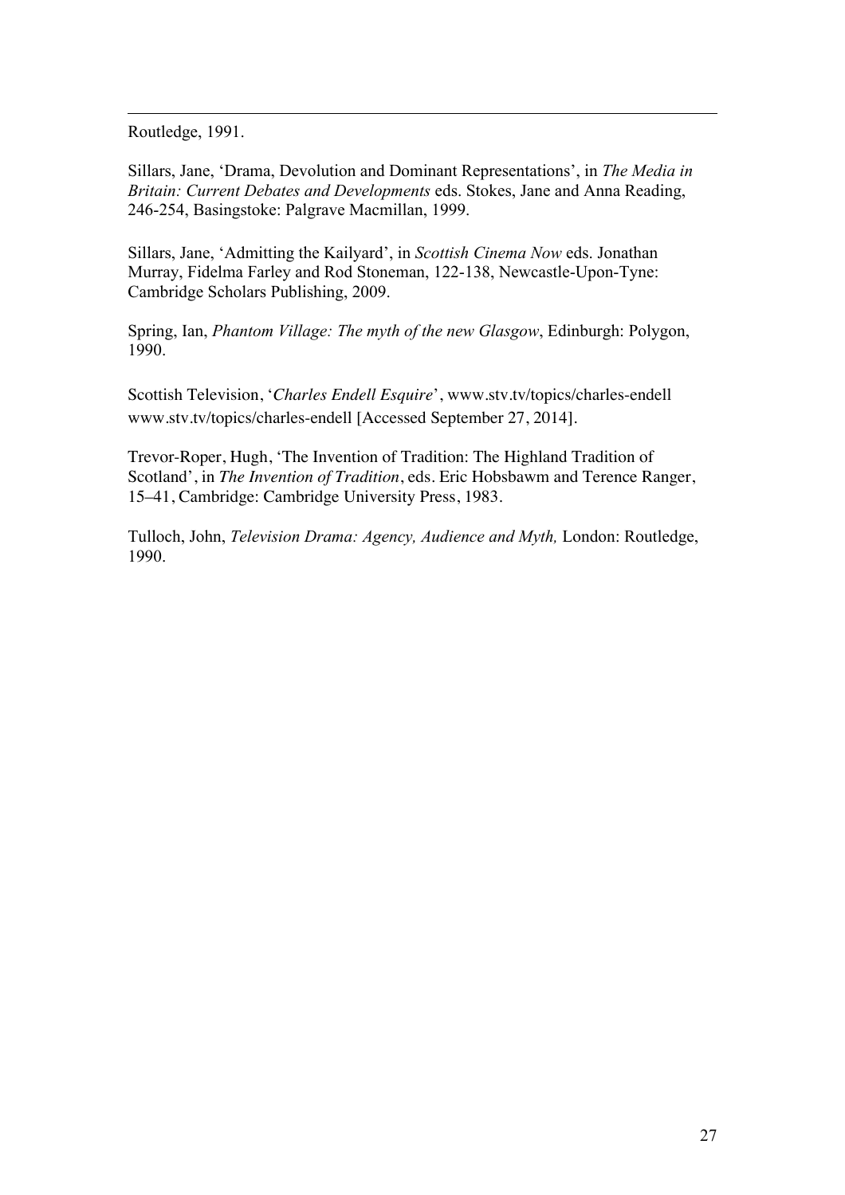Routledge, 1991.

Sillars, Jane, 'Drama, Devolution and Dominant Representations', in *The Media in Britain: Current Debates and Developments* eds. Stokes, Jane and Anna Reading, 246-254, Basingstoke: Palgrave Macmillan, 1999.

Sillars, Jane, 'Admitting the Kailyard', in *Scottish Cinema Now* eds. Jonathan Murray, Fidelma Farley and Rod Stoneman, 122-138, Newcastle-Upon-Tyne: Cambridge Scholars Publishing, 2009.

Spring, Ian, *Phantom Village: The myth of the new Glasgow*, Edinburgh: Polygon, 1990.

Scottish Television, '*Charles Endell Esquire*', www.stv.tv/topics/charles-endell www.stv.tv/topics/charles-endell [Accessed September 27, 2014].

Trevor-Roper, Hugh, 'The Invention of Tradition: The Highland Tradition of Scotland', in *The Invention of Tradition*, eds. Eric Hobsbawm and Terence Ranger, 15–41, Cambridge: Cambridge University Press, 1983.

Tulloch, John, *Television Drama: Agency, Audience and Myth,* London: Routledge, 1990.